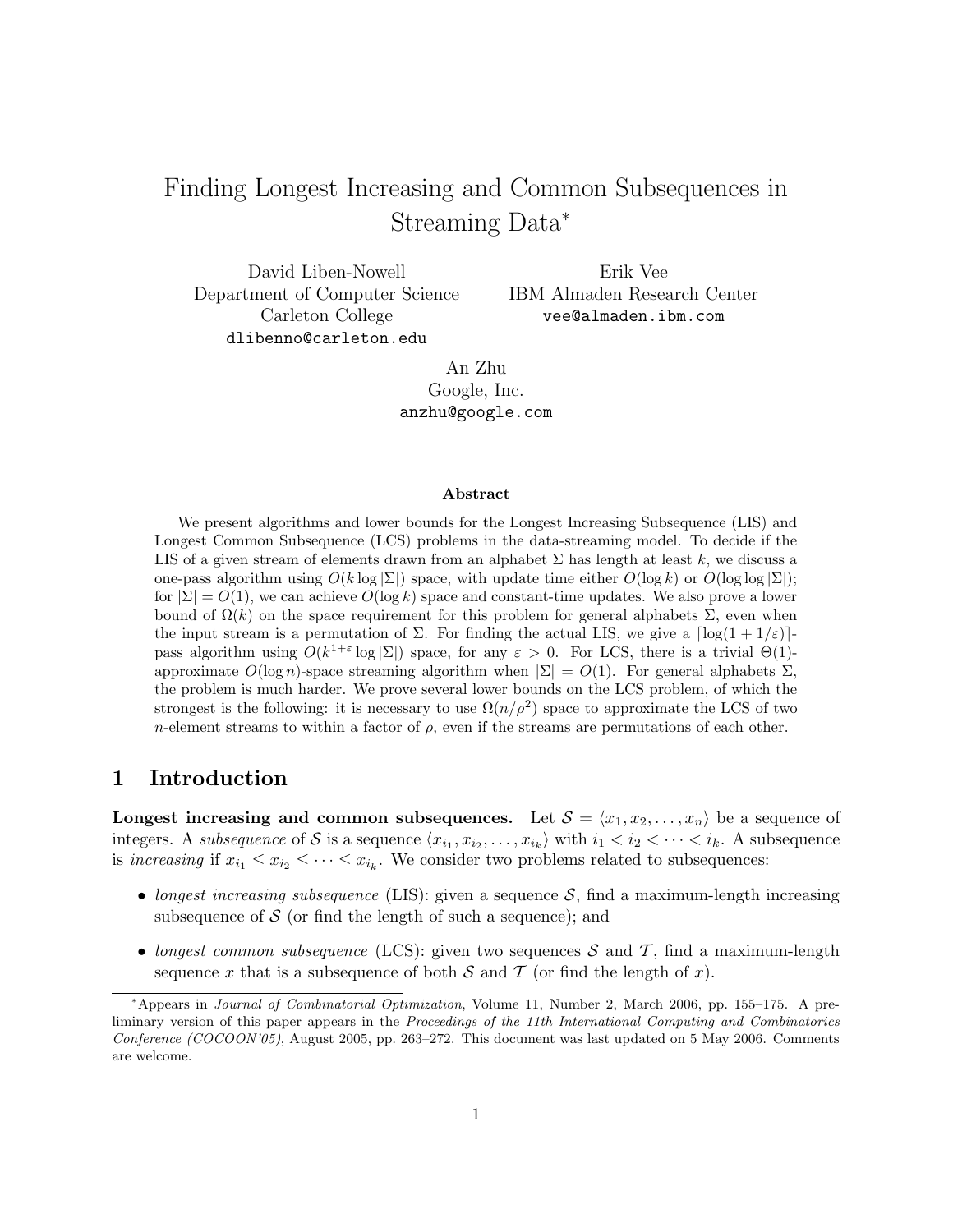# Finding Longest Increasing and Common Subsequences in Streaming Data*

David Liben-Nowell
Department of Computer Science
Carleton College
dlibenno@carleton.edu

Erik Vee
IBM Almaden Research Center
vee@almaden.ibm.com

An Zhu
Google, Inc.
anzhu@google.com

### Abstract

We present algorithms and lower bounds for the Longest Increasing Subsequence (LIS) and Longest Common Subsequence (LCS) problems in the data-streaming model. To decide if the LIS of a given stream of elements drawn from an alphabet $\Sigma$ has length at least $k$, we discuss a one-pass algorithm using $O(k \log |\Sigma|)$ space, with update time either $O(\log k)$ or $O(\log \log |\Sigma|)$; for $|\Sigma| = O(1)$, we can achieve $O(\log k)$ space and constant-time updates. We also prove a lower bound of $\Omega(k)$ on the space requirement for this problem for general alphabets $\Sigma$, even when the input stream is a permutation of $\Sigma$. For finding the actual LIS, we give a $\lceil \log(1 + 1/\varepsilon) \rceil$-pass algorithm using $O(k^{1+\varepsilon} \log |\Sigma|)$ space, for any $\varepsilon > 0$. For LCS, there is a trivial $\Theta(1)$-approximate $O(\log n)$-space streaming algorithm when $|\Sigma| = O(1)$. For general alphabets $\Sigma$, the problem is much harder. We prove several lower bounds on the LCS problem, of which the strongest is the following: it is necessary to use $\Omega(n/\rho^2)$ space to approximate the LCS of two $n$-element streams to within a factor of $\rho$, even if the streams are permutations of each other.

## 1 Introduction

**Longest increasing and common subsequences.** Let $\mathcal{S} = \langle x_1, x_2, \ldots, x_n \rangle$ be a sequence of integers. A *subsequence* of $\mathcal{S}$ is a sequence $\langle x_{i_1}, x_{i_2}, \ldots, x_{i_k} \rangle$ with $i_1 < i_2 < \cdots < i_k$. A subsequence is *increasing* if $x_{i_1} \leq x_{i_2} \leq \cdots \leq x_{i_k}$. We consider two problems related to subsequences:

- *longest increasing subsequence* (LIS): given a sequence $\mathcal{S}$, find a maximum-length increasing subsequence of $\mathcal{S}$ (or find the length of such a sequence); and
- *longest common subsequence* (LCS): given two sequences $\mathcal{S}$ and $\mathcal{T}$, find a maximum-length sequence $x$ that is a subsequence of both $\mathcal{S}$ and $\mathcal{T}$ (or find the length of $x$).

*Appears in *Journal of Combinatorial Optimization*, Volume 11, Number 2, March 2006, pp. 155–175. A preliminary version of this paper appears in the *Proceedings of the 11th International Computing and Combinatorics Conference (COCOON'05)*, August 2005, pp. 263–272. This document was last updated on 5 May 2006. Comments are welcome.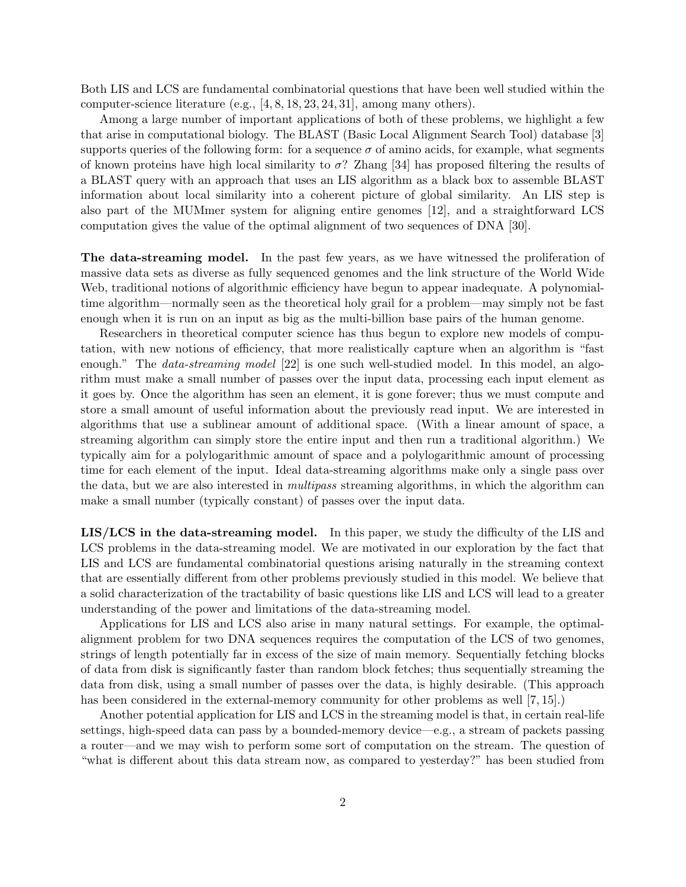Both LIS and LCS are fundamental combinatorial questions that have been well studied within the computer-science literature (e.g., [4, 8, 18, 23, 24, 31], among many others).

Among a large number of important applications of both of these problems, we highlight a few that arise in computational biology. The BLAST (Basic Local Alignment Search Tool) database [3] supports queries of the following form: for a sequence $\sigma$ of amino acids, for example, what segments of known proteins have high local similarity to $\sigma$? Zhang [34] has proposed filtering the results of a BLAST query with an approach that uses an LIS algorithm as a black box to assemble BLAST information about local similarity into a coherent picture of global similarity. An LIS step is also part of the MUMmer system for aligning entire genomes [12], and a straightforward LCS computation gives the value of the optimal alignment of two sequences of DNA [30].

**The data-streaming model.** In the past few years, as we have witnessed the proliferation of massive data sets as diverse as fully sequenced genomes and the link structure of the World Wide Web, traditional notions of algorithmic efficiency have begun to appear inadequate. A polynomial-time algorithm—normally seen as the theoretical holy grail for a problem—may simply not be fast enough when it is run on an input as big as the multi-billion base pairs of the human genome.

Researchers in theoretical computer science has thus begun to explore new models of computation, with new notions of efficiency, that more realistically capture when an algorithm is "fast enough." The *data-streaming model* [22] is one such well-studied model. In this model, an algorithm must make a small number of passes over the input data, processing each input element as it goes by. Once the algorithm has seen an element, it is gone forever; thus we must compute and store a small amount of useful information about the previously read input. We are interested in algorithms that use a sublinear amount of additional space. (With a linear amount of space, a streaming algorithm can simply store the entire input and then run a traditional algorithm.) We typically aim for a polylogarithmic amount of space and a polylogarithmic amount of processing time for each element of the input. Ideal data-streaming algorithms make only a single pass over the data, but we are also interested in *multipass* streaming algorithms, in which the algorithm can make a small number (typically constant) of passes over the input data.

**LIS/LCS in the data-streaming model.** In this paper, we study the difficulty of the LIS and LCS problems in the data-streaming model. We are motivated in our exploration by the fact that LIS and LCS are fundamental combinatorial questions arising naturally in the streaming context that are essentially different from other problems previously studied in this model. We believe that a solid characterization of the tractability of basic questions like LIS and LCS will lead to a greater understanding of the power and limitations of the data-streaming model.

Applications for LIS and LCS also arise in many natural settings. For example, the optimal-alignment problem for two DNA sequences requires the computation of the LCS of two genomes, strings of length potentially far in excess of the size of main memory. Sequentially fetching blocks of data from disk is significantly faster than random block fetches; thus sequentially streaming the data from disk, using a small number of passes over the data, is highly desirable. (This approach has been considered in the external-memory community for other problems as well [7, 15].)

Another potential application for LIS and LCS in the streaming model is that, in certain real-life settings, high-speed data can pass by a bounded-memory device—e.g., a stream of packets passing a router—and we may wish to perform some sort of computation on the stream. The question of "what is different about this data stream now, as compared to yesterday?" has been studied from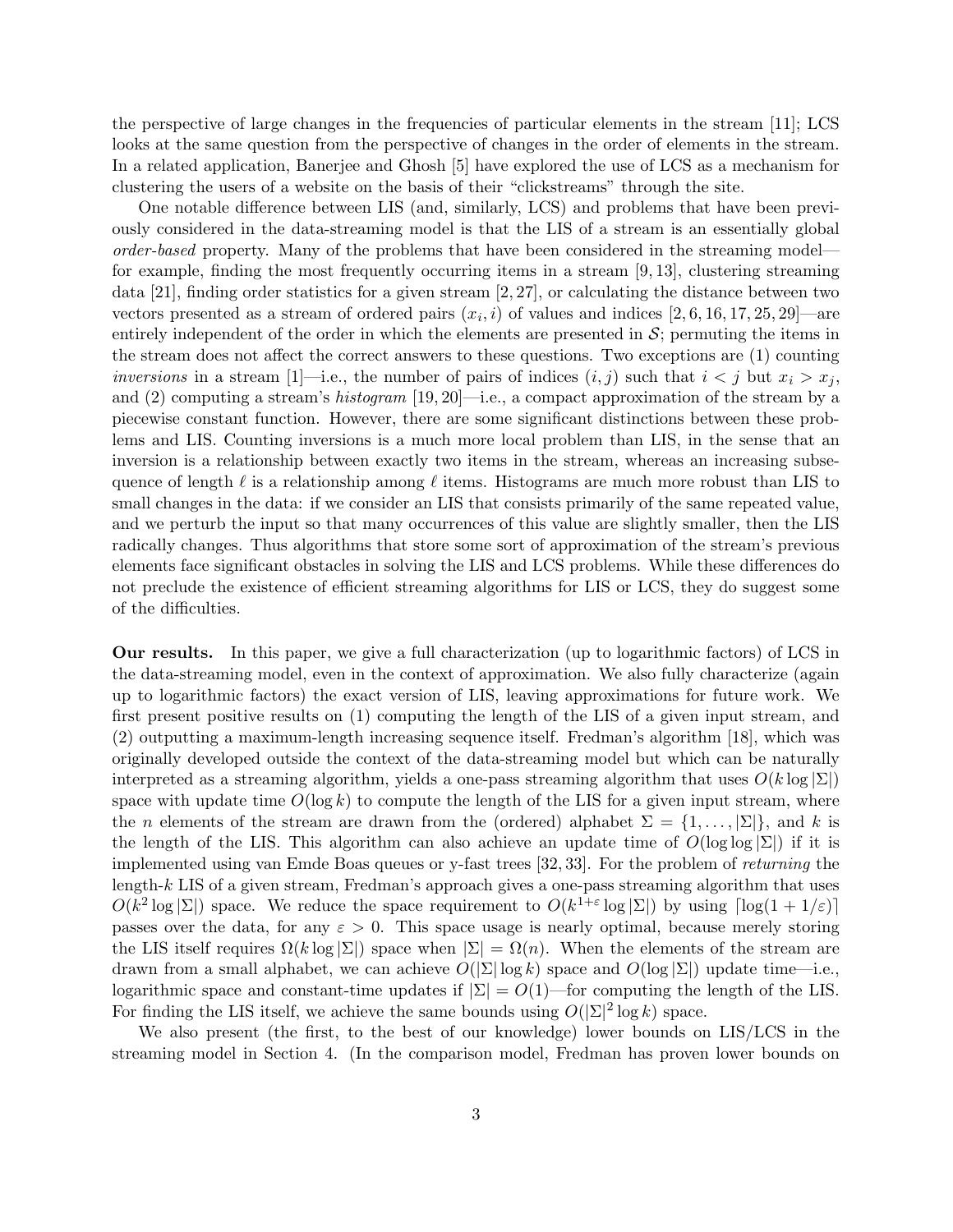the perspective of large changes in the frequencies of particular elements in the stream [11]; LCS looks at the same question from the perspective of changes in the order of elements in the stream. In a related application, Banerjee and Ghosh [5] have explored the use of LCS as a mechanism for clustering the users of a website on the basis of their "clickstreams" through the site.

One notable difference between LIS (and, similarly, LCS) and problems that have been previously considered in the data-streaming model is that the LIS of a stream is an essentially global *order-based* property. Many of the problems that have been considered in the streaming model—for example, finding the most frequently occurring items in a stream [9, 13], clustering streaming data [21], finding order statistics for a given stream [2, 27], or calculating the distance between two vectors presented as a stream of ordered pairs $(x_i, i)$ of values and indices [2, 6, 16, 17, 25, 29]—are entirely independent of the order in which the elements are presented in $\mathcal{S}$; permuting the items in the stream does not affect the correct answers to these questions. Two exceptions are (1) counting *inversions* in a stream [1]—i.e., the number of pairs of indices $(i, j)$ such that $i < j$ but $x_i > x_j$, and (2) computing a stream's *histogram* [19, 20]—i.e., a compact approximation of the stream by a piecewise constant function. However, there are some significant distinctions between these problems and LIS. Counting inversions is a much more local problem than LIS, in the sense that an inversion is a relationship between exactly two items in the stream, whereas an increasing subsequence of length $\ell$ is a relationship among $\ell$ items. Histograms are much more robust than LIS to small changes in the data: if we consider an LIS that consists primarily of the same repeated value, and we perturb the input so that many occurrences of this value are slightly smaller, then the LIS radically changes. Thus algorithms that store some sort of approximation of the stream's previous elements face significant obstacles in solving the LIS and LCS problems. While these differences do not preclude the existence of efficient streaming algorithms for LIS or LCS, they do suggest some of the difficulties.

**Our results.** In this paper, we give a full characterization (up to logarithmic factors) of LCS in the data-streaming model, even in the context of approximation. We also fully characterize (again up to logarithmic factors) the exact version of LIS, leaving approximations for future work. We first present positive results on (1) computing the length of the LIS of a given input stream, and (2) outputting a maximum-length increasing sequence itself. Fredman's algorithm [18], which was originally developed outside the context of the data-streaming model but which can be naturally interpreted as a streaming algorithm, yields a one-pass streaming algorithm that uses $O(k \log |\Sigma|)$ space with update time $O(\log k)$ to compute the length of the LIS for a given input stream, where the $n$ elements of the stream are drawn from the (ordered) alphabet $\Sigma = \{1, \ldots, |\Sigma|\}$, and $k$ is the length of the LIS. This algorithm can also achieve an update time of $O(\log \log |\Sigma|)$ if it is implemented using van Emde Boas queues or y-fast trees [32, 33]. For the problem of *returning* the length-$k$ LIS of a given stream, Fredman's approach gives a one-pass streaming algorithm that uses $O(k^2 \log |\Sigma|)$ space. We reduce the space requirement to $O(k^{1+\varepsilon} \log |\Sigma|)$ by using $\lceil \log(1 + 1/\varepsilon) \rceil$ passes over the data, for any $\varepsilon > 0$. This space usage is nearly optimal, because merely storing the LIS itself requires $\Omega(k \log |\Sigma|)$ space when $|\Sigma| = \Omega(n)$. When the elements of the stream are drawn from a small alphabet, we can achieve $O(|\Sigma| \log k)$ space and $O(\log |\Sigma|)$ update time—i.e., logarithmic space and constant-time updates if $|\Sigma| = O(1)$—for computing the length of the LIS. For finding the LIS itself, we achieve the same bounds using $O(|\Sigma|^2 \log k)$ space.

We also present (the first, to the best of our knowledge) lower bounds on LIS/LCS in the streaming model in Section 4. (In the comparison model, Fredman has proven lower bounds on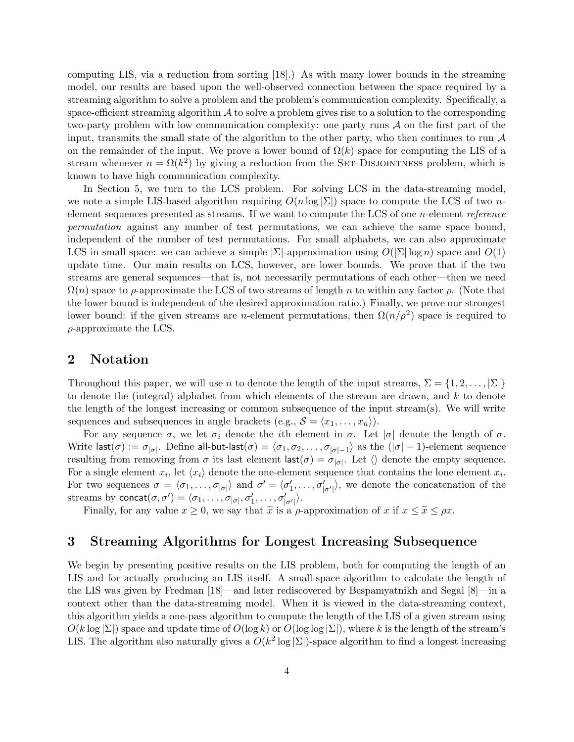computing LIS, via a reduction from sorting [18].) As with many lower bounds in the streaming model, our results are based upon the well-observed connection between the space required by a streaming algorithm to solve a problem and the problem's communication complexity. Specifically, a space-efficient streaming algorithm $\mathcal{A}$ to solve a problem gives rise to a solution to the corresponding two-party problem with low communication complexity: one party runs $\mathcal{A}$ on the first part of the input, transmits the small state of the algorithm to the other party, who then continues to run $\mathcal{A}$ on the remainder of the input. We prove a lower bound of $\Omega(k)$ space for computing the LIS of a stream whenever $n = \Omega(k^2)$ by giving a reduction from the Set-Disjointness problem, which is known to have high communication complexity.

In Section 5, we turn to the LCS problem. For solving LCS in the data-streaming model, we note a simple LIS-based algorithm requiring $O(n \log |\Sigma|)$ space to compute the LCS of two $n$-element sequences presented as streams. If we want to compute the LCS of one $n$-element *reference permutation* against any number of test permutations, we can achieve the same space bound, independent of the number of test permutations. For small alphabets, we can also approximate LCS in small space: we can achieve a simple $|\Sigma|$-approximation using $O(|\Sigma| \log n)$ space and $O(1)$ update time. Our main results on LCS, however, are lower bounds. We prove that if the two streams are general sequences—that is, not necessarily permutations of each other—then we need $\Omega(n)$ space to $\rho$-approximate the LCS of two streams of length $n$ to within any factor $\rho$. (Note that the lower bound is independent of the desired approximation ratio.) Finally, we prove our strongest lower bound: if the given streams are $n$-element permutations, then $\Omega(n/\rho^2)$ space is required to $\rho$-approximate the LCS.

## 2 Notation

Throughout this paper, we will use $n$ to denote the length of the input streams, $\Sigma = \{1, 2, \ldots, |\Sigma|\}$ to denote the (integral) alphabet from which elements of the stream are drawn, and $k$ to denote the length of the longest increasing or common subsequence of the input stream(s). We will write sequences and subsequences in angle brackets (e.g., $\mathcal{S} = \langle x_1, \ldots, x_n \rangle$).

For any sequence $\sigma$, we let $\sigma_i$ denote the $i$th element in $\sigma$. Let $|\sigma|$ denote the length of $\sigma$. Write $\mathsf{last}(\sigma) := \sigma_{|\sigma|}$. Define $\mathsf{all\text{-}but\text{-}last}(\sigma) = \langle \sigma_1, \sigma_2, \ldots, \sigma_{|\sigma|-1} \rangle$ as the $(|\sigma| - 1)$-element sequence resulting from removing from $\sigma$ its last element $\mathsf{last}(\sigma) = \sigma_{|\sigma|}$. Let $\langle\rangle$ denote the empty sequence. For a single element $x_i$, let $\langle x_i \rangle$ denote the one-element sequence that contains the lone element $x_i$. For two sequences $\sigma = \langle \sigma_1, \ldots, \sigma_{|\sigma|} \rangle$ and $\sigma' = \langle \sigma'_1, \ldots, \sigma'_{|\sigma'|} \rangle$, we denote the concatenation of the streams by $\mathsf{concat}(\sigma, \sigma') = \langle \sigma_1, \ldots, \sigma_{|\sigma|}, \sigma'_1, \ldots, \sigma'_{|\sigma'|} \rangle$.

Finally, for any value $x \geq 0$, we say that $\widetilde{x}$ is a $\rho$-approximation of $x$ if $x \leq \widetilde{x} \leq \rho x$.

## 3 Streaming Algorithms for Longest Increasing Subsequence

We begin by presenting positive results on the LIS problem, both for computing the length of an LIS and for actually producing an LIS itself. A small-space algorithm to calculate the length of the LIS was given by Fredman [18]—and later rediscovered by Bespamyatnikh and Segal [8]—in a context other than the data-streaming model. When it is viewed in the data-streaming context, this algorithm yields a one-pass algorithm to compute the length of the LIS of a given stream using $O(k \log |\Sigma|)$ space and update time of $O(\log k)$ or $O(\log \log |\Sigma|)$, where $k$ is the length of the stream's LIS. The algorithm also naturally gives a $O(k^2 \log |\Sigma|)$-space algorithm to find a longest increasing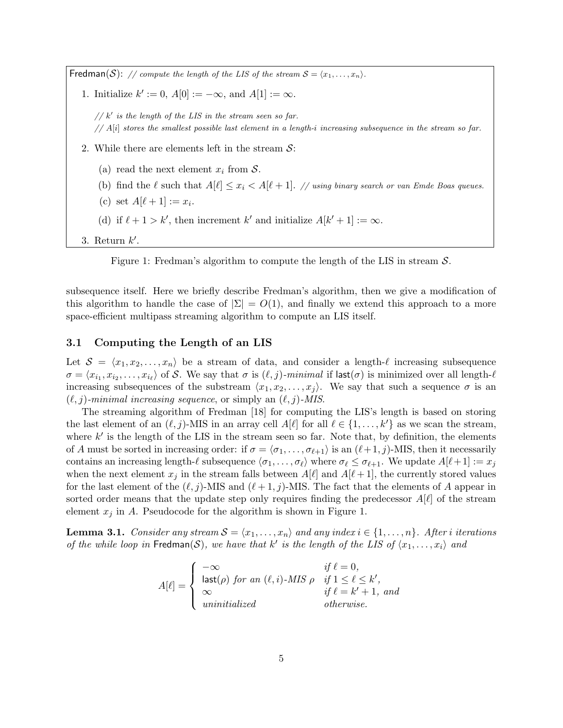Fredman($\mathcal{S}$): *// compute the length of the LIS of the stream $\mathcal{S} = \langle x_1, \ldots, x_n \rangle$.*

1. Initialize $k' := 0$, $A[0] := -\infty$, and $A[1] := \infty$.

   *// $k'$ is the length of the LIS in the stream seen so far.*
   *// $A[i]$ stores the smallest possible last element in a length-$i$ increasing subsequence in the stream so far.*

2. While there are elements left in the stream $\mathcal{S}$:

   (a) read the next element $x_i$ from $\mathcal{S}$.

   (b) find the $\ell$ such that $A[\ell] \leq x_i < A[\ell+1]$. *// using binary search or van Emde Boas queues.*

   (c) set $A[\ell+1] := x_i$.

   (d) if $\ell + 1 > k'$, then increment $k'$ and initialize $A[k'+1] := \infty$.

3. Return $k'$.

Figure 1: Fredman's algorithm to compute the length of the LIS in stream $\mathcal{S}$.

subsequence itself. Here we briefly describe Fredman's algorithm, then we give a modification of this algorithm to handle the case of $|\Sigma| = O(1)$, and finally we extend this approach to a more space-efficient multipass streaming algorithm to compute an LIS itself.

### 3.1 Computing the Length of an LIS

Let $\mathcal{S} = \langle x_1, x_2, \ldots, x_n \rangle$ be a stream of data, and consider a length-$\ell$ increasing subsequence $\sigma = \langle x_{i_1}, x_{i_2}, \ldots, x_{i_\ell} \rangle$ of $\mathcal{S}$. We say that $\sigma$ is *$(\ell, j)$-minimal* if $\mathsf{last}(\sigma)$ is minimized over all length-$\ell$ increasing subsequences of the substream $\langle x_1, x_2, \ldots, x_j \rangle$. We say that such a sequence $\sigma$ is an *$(\ell, j)$-minimal increasing sequence*, or simply an *$(\ell, j)$-MIS*.

The streaming algorithm of Fredman [18] for computing the LIS's length is based on storing the last element of an $(\ell, j)$-MIS in an array cell $A[\ell]$ for all $\ell \in \{1, \ldots, k'\}$ as we scan the stream, where $k'$ is the length of the LIS in the stream seen so far. Note that, by definition, the elements of $A$ must be sorted in increasing order: if $\sigma = \langle \sigma_1, \ldots, \sigma_{\ell+1} \rangle$ is an $(\ell+1, j)$-MIS, then it necessarily contains an increasing length-$\ell$ subsequence $\langle \sigma_1, \ldots, \sigma_\ell \rangle$ where $\sigma_\ell \leq \sigma_{\ell+1}$. We update $A[\ell+1] := x_j$ when the next element $x_j$ in the stream falls between $A[\ell]$ and $A[\ell+1]$, the currently stored values for the last element of the $(\ell, j)$-MIS and $(\ell+1, j)$-MIS. The fact that the elements of $A$ appear in sorted order means that the update step only requires finding the predecessor $A[\ell]$ of the stream element $x_j$ in $A$. Pseudocode for the algorithm is shown in Figure 1.

**Lemma 3.1.** *Consider any stream $\mathcal{S} = \langle x_1, \ldots, x_n \rangle$ and any index $i \in \{1, \ldots, n\}$. After $i$ iterations of the while loop in* Fredman($\mathcal{S}$)*, we have that $k'$ is the length of the LIS of $\langle x_1, \ldots, x_i \rangle$ and*

$$A[\ell] = \begin{cases} -\infty & \text{if } \ell = 0, \\ \mathsf{last}(\rho) \text{ for an } (\ell, i)\text{-MIS } \rho & \text{if } 1 \leq \ell \leq k', \\ \infty & \text{if } \ell = k'+1, \text{ and} \\ \text{uninitialized} & \text{otherwise.} \end{cases}$$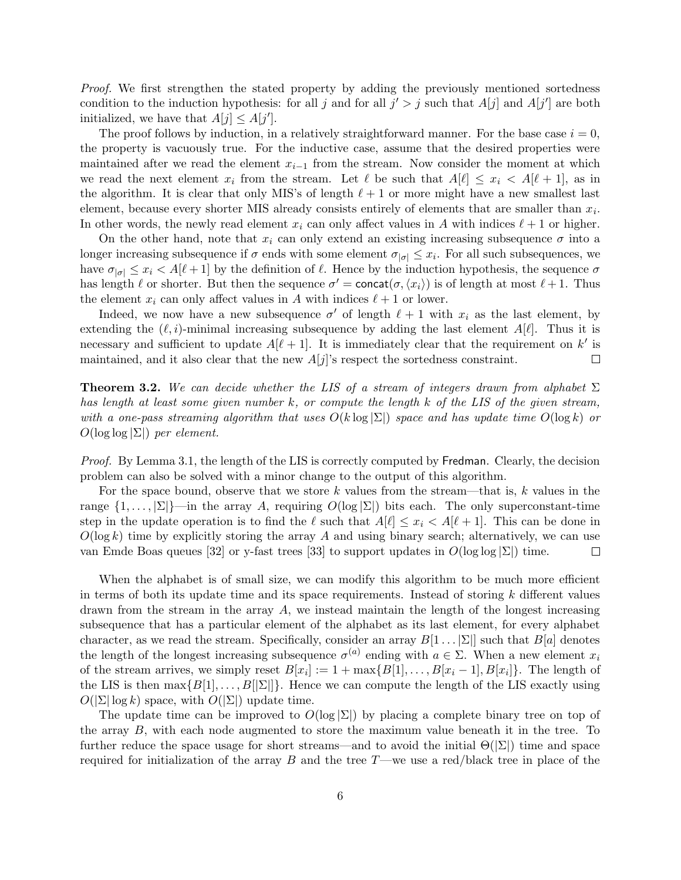*Proof.* We first strengthen the stated property by adding the previously mentioned sortedness condition to the induction hypothesis: for all $j$ and for all $j' > j$ such that $A[j]$ and $A[j']$ are both initialized, we have that $A[j] \le A[j']$.

The proof follows by induction, in a relatively straightforward manner. For the base case $i = 0$, the property is vacuously true. For the inductive case, assume that the desired properties were maintained after we read the element $x_{i-1}$ from the stream. Now consider the moment at which we read the next element $x_i$ from the stream. Let $\ell$ be such that $A[\ell] \le x_i < A[\ell+1]$, as in the algorithm. It is clear that only MIS's of length $\ell + 1$ or more might have a new smallest last element, because every shorter MIS already consists entirely of elements that are smaller than $x_i$. In other words, the newly read element $x_i$ can only affect values in $A$ with indices $\ell + 1$ or higher.

On the other hand, note that $x_i$ can only extend an existing increasing subsequence $\sigma$ into a longer increasing subsequence if $\sigma$ ends with some element $\sigma_{|\sigma|} \le x_i$. For all such subsequences, we have $\sigma_{|\sigma|} \le x_i < A[\ell+1]$ by the definition of $\ell$. Hence by the induction hypothesis, the sequence $\sigma$ has length $\ell$ or shorter. But then the sequence $\sigma' = \mathsf{concat}(\sigma, \langle x_i \rangle)$ is of length at most $\ell + 1$. Thus the element $x_i$ can only affect values in $A$ with indices $\ell + 1$ or lower.

Indeed, we now have a new subsequence $\sigma'$ of length $\ell + 1$ with $x_i$ as the last element, by extending the $(\ell, i)$-minimal increasing subsequence by adding the last element $A[\ell]$. Thus it is necessary and sufficient to update $A[\ell + 1]$. It is immediately clear that the requirement on $k'$ is maintained, and it also clear that the new $A[j]$'s respect the sortedness constraint. □

**Theorem 3.2.** *We can decide whether the LIS of a stream of integers drawn from alphabet $\Sigma$ has length at least some given number $k$, or compute the length $k$ of the LIS of the given stream, with a one-pass streaming algorithm that uses $O(k \log |\Sigma|)$ space and has update time $O(\log k)$ or $O(\log \log |\Sigma|)$ per element.*

*Proof.* By Lemma 3.1, the length of the LIS is correctly computed by $\mathsf{Fredman}$. Clearly, the decision problem can also be solved with a minor change to the output of this algorithm.

For the space bound, observe that we store $k$ values from the stream—that is, $k$ values in the range $\{1, \ldots, |\Sigma|\}$—in the array $A$, requiring $O(\log |\Sigma|)$ bits each. The only superconstant-time step in the update operation is to find the $\ell$ such that $A[\ell] \le x_i < A[\ell + 1]$. This can be done in $O(\log k)$ time by explicitly storing the array $A$ and using binary search; alternatively, we can use van Emde Boas queues [32] or y-fast trees [33] to support updates in $O(\log \log |\Sigma|)$ time. □

When the alphabet is of small size, we can modify this algorithm to be much more efficient in terms of both its update time and its space requirements. Instead of storing $k$ different values drawn from the stream in the array $A$, we instead maintain the length of the longest increasing subsequence that has a particular element of the alphabet as its last element, for every alphabet character, as we read the stream. Specifically, consider an array $B[1 \ldots |\Sigma|]$ such that $B[a]$ denotes the length of the longest increasing subsequence $\sigma^{(a)}$ ending with $a \in \Sigma$. When a new element $x_i$ of the stream arrives, we simply reset $B[x_i] := 1 + \max\{B[1], \ldots, B[x_i - 1], B[x_i]\}$. The length of the LIS is then $\max\{B[1], \ldots, B[|\Sigma|]\}$. Hence we can compute the length of the LIS exactly using $O(|\Sigma| \log k)$ space, with $O(|\Sigma|)$ update time.

The update time can be improved to $O(\log |\Sigma|)$ by placing a complete binary tree on top of the array $B$, with each node augmented to store the maximum value beneath it in the tree. To further reduce the space usage for short streams—and to avoid the initial $\Theta(|\Sigma|)$ time and space required for initialization of the array $B$ and the tree $T$—we use a red/black tree in place of the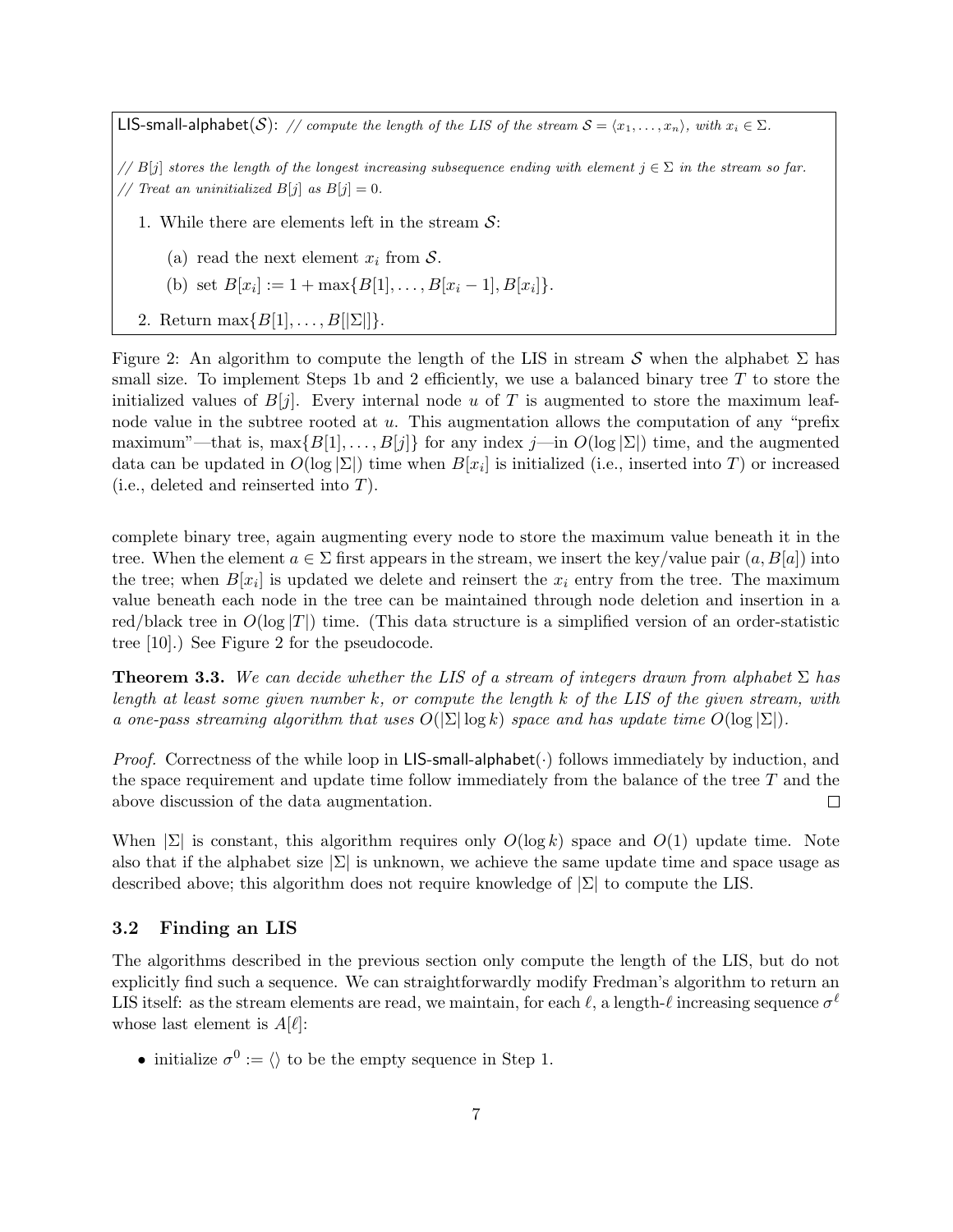LIS-small-alphabet($\mathcal{S}$): *// compute the length of the LIS of the stream $\mathcal{S} = \langle x_1, \ldots, x_n \rangle$, with $x_i \in \Sigma$.*

*// $B[j]$ stores the length of the longest increasing subsequence ending with element $j \in \Sigma$ in the stream so far.*
*// Treat an uninitialized $B[j]$ as $B[j] = 0$.*

1. While there are elements left in the stream $\mathcal{S}$:
   (a) read the next element $x_i$ from $\mathcal{S}$.
   (b) set $B[x_i] := 1 + \max\{B[1], \ldots, B[x_i - 1], B[x_i]\}$.
2. Return $\max\{B[1], \ldots, B[|\Sigma|]\}$.

Figure 2: An algorithm to compute the length of the LIS in stream $\mathcal{S}$ when the alphabet $\Sigma$ has small size. To implement Steps 1b and 2 efficiently, we use a balanced binary tree $T$ to store the initialized values of $B[j]$. Every internal node $u$ of $T$ is augmented to store the maximum leaf-node value in the subtree rooted at $u$. This augmentation allows the computation of any "prefix maximum"—that is, $\max\{B[1], \ldots, B[j]\}$ for any index $j$—in $O(\log |\Sigma|)$ time, and the augmented data can be updated in $O(\log |\Sigma|)$ time when $B[x_i]$ is initialized (i.e., inserted into $T$) or increased (i.e., deleted and reinserted into $T$).

complete binary tree, again augmenting every node to store the maximum value beneath it in the tree. When the element $a \in \Sigma$ first appears in the stream, we insert the key/value pair $(a, B[a])$ into the tree; when $B[x_i]$ is updated we delete and reinsert the $x_i$ entry from the tree. The maximum value beneath each node in the tree can be maintained through node deletion and insertion in a red/black tree in $O(\log |T|)$ time. (This data structure is a simplified version of an order-statistic tree [10].) See Figure 2 for the pseudocode.

**Theorem 3.3.** *We can decide whether the LIS of a stream of integers drawn from alphabet $\Sigma$ has length at least some given number $k$, or compute the length $k$ of the LIS of the given stream, with a one-pass streaming algorithm that uses $O(|\Sigma| \log k)$ space and has update time $O(\log |\Sigma|)$.*

*Proof.* Correctness of the while loop in LIS-small-alphabet($\cdot$) follows immediately by induction, and the space requirement and update time follow immediately from the balance of the tree $T$ and the above discussion of the data augmentation. □

When $|\Sigma|$ is constant, this algorithm requires only $O(\log k)$ space and $O(1)$ update time. Note also that if the alphabet size $|\Sigma|$ is unknown, we achieve the same update time and space usage as described above; this algorithm does not require knowledge of $|\Sigma|$ to compute the LIS.

### 3.2 Finding an LIS

The algorithms described in the previous section only compute the length of the LIS, but do not explicitly find such a sequence. We can straightforwardly modify Fredman's algorithm to return an LIS itself: as the stream elements are read, we maintain, for each $\ell$, a length-$\ell$ increasing sequence $\sigma^\ell$ whose last element is $A[\ell]$:

- initialize $\sigma^0 := \langle\rangle$ to be the empty sequence in Step 1.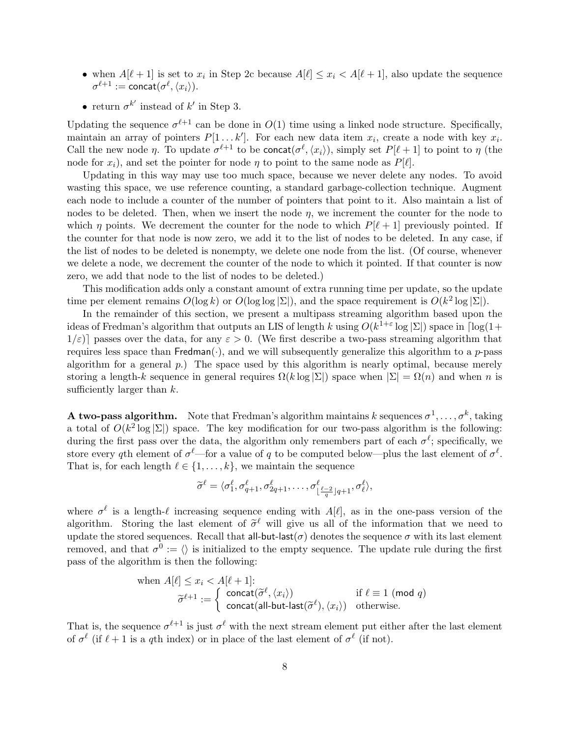- when $A[\ell+1]$ is set to $x_i$ in Step 2c because $A[\ell] \le x_i < A[\ell+1]$, also update the sequence $\sigma^{\ell+1} := \mathsf{concat}(\sigma^\ell, \langle x_i \rangle)$.
- return $\sigma^{k'}$ instead of $k'$ in Step 3.

Updating the sequence $\sigma^{\ell+1}$ can be done in $O(1)$ time using a linked node structure. Specifically, maintain an array of pointers $P[1 \dots k']$. For each new data item $x_i$, create a node with key $x_i$. Call the new node $\eta$. To update $\sigma^{\ell+1}$ to be $\mathsf{concat}(\sigma^\ell, \langle x_i \rangle)$, simply set $P[\ell+1]$ to point to $\eta$ (the node for $x_i$), and set the pointer for node $\eta$ to point to the same node as $P[\ell]$.

Updating in this way may use too much space, because we never delete any nodes. To avoid wasting this space, we use reference counting, a standard garbage-collection technique. Augment each node to include a counter of the number of pointers that point to it. Also maintain a list of nodes to be deleted. Then, when we insert the node $\eta$, we increment the counter for the node to which $\eta$ points. We decrement the counter for the node to which $P[\ell+1]$ previously pointed. If the counter for that node is now zero, we add it to the list of nodes to be deleted. In any case, if the list of nodes to be deleted is nonempty, we delete one node from the list. (Of course, whenever we delete a node, we decrement the counter of the node to which it pointed. If that counter is now zero, we add that node to the list of nodes to be deleted.)

This modification adds only a constant amount of extra running time per update, so the update time per element remains $O(\log k)$ or $O(\log \log |\Sigma|)$, and the space requirement is $O(k^2 \log |\Sigma|)$.

In the remainder of this section, we present a multipass streaming algorithm based upon the ideas of Fredman's algorithm that outputs an LIS of length $k$ using $O(k^{1+\varepsilon} \log |\Sigma|)$ space in $\lceil \log(1+1/\varepsilon) \rceil$ passes over the data, for any $\varepsilon > 0$. (We first describe a two-pass streaming algorithm that requires less space than $\mathsf{Fredman}(\cdot)$, and we will subsequently generalize this algorithm to a $p$-pass algorithm for a general $p$.) The space used by this algorithm is nearly optimal, because merely storing a length-$k$ sequence in general requires $\Omega(k \log |\Sigma|)$ space when $|\Sigma| = \Omega(n)$ and when $n$ is sufficiently larger than $k$.

**A two-pass algorithm.** Note that Fredman's algorithm maintains $k$ sequences $\sigma^1, \dots, \sigma^k$, taking a total of $O(k^2 \log |\Sigma|)$ space. The key modification for our two-pass algorithm is the following: during the first pass over the data, the algorithm only remembers part of each $\sigma^\ell$; specifically, we store every $q$th element of $\sigma^\ell$—for a value of $q$ to be computed below—plus the last element of $\sigma^\ell$. That is, for each length $\ell \in \{1, \dots, k\}$, we maintain the sequence

$$\widetilde{\sigma}^\ell = \langle \sigma^\ell_1, \sigma^\ell_{q+1}, \sigma^\ell_{2q+1}, \dots, \sigma^\ell_{\lfloor \frac{\ell-2}{q} \rfloor q+1}, \sigma^\ell_\ell \rangle,$$

where $\sigma^\ell$ is a length-$\ell$ increasing sequence ending with $A[\ell]$, as in the one-pass version of the algorithm. Storing the last element of $\widetilde{\sigma}^\ell$ will give us all of the information that we need to update the stored sequences. Recall that $\mathsf{all\text{-}but\text{-}last}(\sigma)$ denotes the sequence $\sigma$ with its last element removed, and that $\sigma^0 := \langle \rangle$ is initialized to the empty sequence. The update rule during the first pass of the algorithm is then the following:

$$\text{when } A[\ell] \le x_i < A[\ell+1]\text{:}$$
$$\widetilde{\sigma}^{\ell+1} := \begin{cases} \mathsf{concat}(\widetilde{\sigma}^\ell, \langle x_i \rangle) & \text{if } \ell \equiv 1 \pmod{q} \\ \mathsf{concat}(\mathsf{all\text{-}but\text{-}last}(\widetilde{\sigma}^\ell), \langle x_i \rangle) & \text{otherwise.} \end{cases}$$

That is, the sequence $\sigma^{\ell+1}$ is just $\sigma^\ell$ with the next stream element put either after the last element of $\sigma^\ell$ (if $\ell+1$ is a $q$th index) or in place of the last element of $\sigma^\ell$ (if not).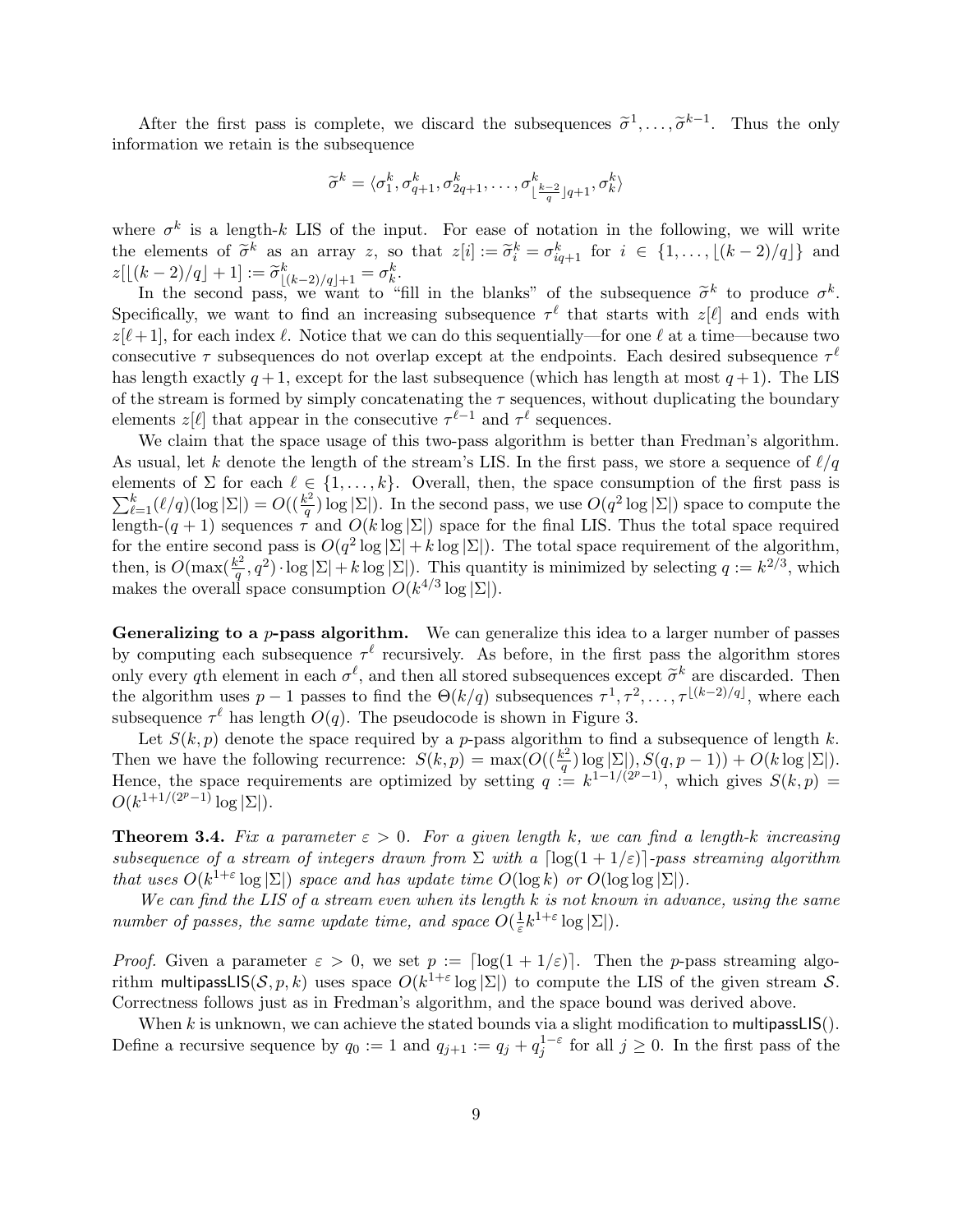After the first pass is complete, we discard the subsequences $\widetilde{\sigma}^1, \ldots, \widetilde{\sigma}^{k-1}$. Thus the only information we retain is the subsequence

$$\widetilde{\sigma}^k = \langle \sigma^k_1, \sigma^k_{q+1}, \sigma^k_{2q+1}, \ldots, \sigma^k_{\lfloor \frac{k-2}{q} \rfloor q+1}, \sigma^k_k \rangle$$

where $\sigma^k$ is a length-$k$ LIS of the input. For ease of notation in the following, we will write the elements of $\widetilde{\sigma}^k$ as an array $z$, so that $z[i] := \widetilde{\sigma}^k_i = \sigma^k_{iq+1}$ for $i \in \{1, \ldots, \lfloor (k-2)/q \rfloor\}$ and $z[\lfloor (k-2)/q \rfloor + 1] := \widetilde{\sigma}^k_{\lfloor (k-2)/q \rfloor + 1} = \sigma^k_k$.

In the second pass, we want to "fill in the blanks" of the subsequence $\widetilde{\sigma}^k$ to produce $\sigma^k$. Specifically, we want to find an increasing subsequence $\tau^\ell$ that starts with $z[\ell]$ and ends with $z[\ell+1]$, for each index $\ell$. Notice that we can do this sequentially—for one $\ell$ at a time—because two consecutive $\tau$ subsequences do not overlap except at the endpoints. Each desired subsequence $\tau^\ell$ has length exactly $q+1$, except for the last subsequence (which has length at most $q+1$). The LIS of the stream is formed by simply concatenating the $\tau$ sequences, without duplicating the boundary elements $z[\ell]$ that appear in the consecutive $\tau^{\ell-1}$ and $\tau^\ell$ sequences.

We claim that the space usage of this two-pass algorithm is better than Fredman's algorithm. As usual, let $k$ denote the length of the stream's LIS. In the first pass, we store a sequence of $\ell/q$ elements of $\Sigma$ for each $\ell \in \{1, \ldots, k\}$. Overall, then, the space consumption of the first pass is $\sum_{\ell=1}^{k} (\ell/q)(\log |\Sigma|) = O((\frac{k^2}{q}) \log |\Sigma|)$. In the second pass, we use $O(q^2 \log |\Sigma|)$ space to compute the length-$(q+1)$ sequences $\tau$ and $O(k \log |\Sigma|)$ space for the final LIS. Thus the total space required for the entire second pass is $O(q^2 \log |\Sigma| + k \log |\Sigma|)$. The total space requirement of the algorithm, then, is $O(\max(\frac{k^2}{q}, q^2) \cdot \log |\Sigma| + k \log |\Sigma|)$. This quantity is minimized by selecting $q := k^{2/3}$, which makes the overall space consumption $O(k^{4/3} \log |\Sigma|)$.

**Generalizing to a $p$-pass algorithm.** We can generalize this idea to a larger number of passes by computing each subsequence $\tau^\ell$ recursively. As before, in the first pass the algorithm stores only every $q$th element in each $\sigma^\ell$, and then all stored subsequences except $\widetilde{\sigma}^k$ are discarded. Then the algorithm uses $p-1$ passes to find the $\Theta(k/q)$ subsequences $\tau^1, \tau^2, \ldots, \tau^{\lfloor (k-2)/q \rfloor}$, where each subsequence $\tau^\ell$ has length $O(q)$. The pseudocode is shown in Figure 3.

Let $S(k, p)$ denote the space required by a $p$-pass algorithm to find a subsequence of length $k$. Then we have the following recurrence: $S(k, p) = \max(O((\frac{k^2}{q}) \log |\Sigma|), S(q, p-1)) + O(k \log |\Sigma|)$. Hence, the space requirements are optimized by setting $q := k^{1-1/(2^p-1)}$, which gives $S(k, p) = O(k^{1+1/(2^p-1)} \log |\Sigma|)$.

**Theorem 3.4.** *Fix a parameter $\varepsilon > 0$. For a given length $k$, we can find a length-$k$ increasing subsequence of a stream of integers drawn from $\Sigma$ with a $\lceil \log(1 + 1/\varepsilon) \rceil$-pass streaming algorithm that uses $O(k^{1+\varepsilon} \log |\Sigma|)$ space and has update time $O(\log k)$ or $O(\log \log |\Sigma|)$.*

*We can find the LIS of a stream even when its length $k$ is not known in advance, using the same number of passes, the same update time, and space $O(\frac{1}{\varepsilon} k^{1+\varepsilon} \log |\Sigma|)$.*

*Proof.* Given a parameter $\varepsilon > 0$, we set $p := \lceil \log(1 + 1/\varepsilon) \rceil$. Then the $p$-pass streaming algorithm $\mathsf{multipassLIS}(\mathcal{S}, p, k)$ uses space $O(k^{1+\varepsilon} \log |\Sigma|)$ to compute the LIS of the given stream $\mathcal{S}$. Correctness follows just as in Fredman's algorithm, and the space bound was derived above.

When $k$ is unknown, we can achieve the stated bounds via a slight modification to $\mathsf{multipassLIS}()$. Define a recursive sequence by $q_0 := 1$ and $q_{j+1} := q_j + q_j^{1-\varepsilon}$ for all $j \geq 0$. In the first pass of the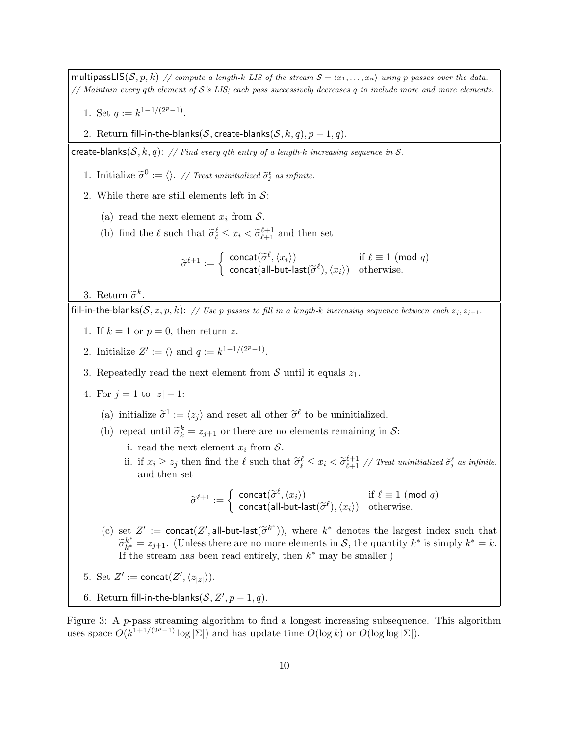**multipassLIS**$(\mathcal{S}, p, k)$ *// compute a length-k LIS of the stream $\mathcal{S} = \langle x_1, \ldots, x_n \rangle$ using p passes over the data.*
*// Maintain every qth element of $\mathcal{S}$'s LIS; each pass successively decreases q to include more and more elements.*

1. Set $q := k^{1-1/(2^p-1)}$.
2. Return fill-in-the-blanks$(\mathcal{S}, \text{create-blanks}(\mathcal{S}, k, q), p-1, q)$.

**create-blanks**$(\mathcal{S}, k, q)$: *// Find every qth entry of a length-k increasing sequence in $\mathcal{S}$.*

1. Initialize $\widetilde{\sigma}^0 := \langle\rangle$. *// Treat uninitialized $\widetilde{\sigma}^\ell_j$ as infinite.*
2. While there are still elements left in $\mathcal{S}$:
   (a) read the next element $x_i$ from $\mathcal{S}$.
   (b) find the $\ell$ such that $\widetilde{\sigma}^\ell_\ell \leq x_i < \widetilde{\sigma}^{\ell+1}_{\ell+1}$ and then set

$$\widetilde{\sigma}^{\ell+1} := \begin{cases} \mathsf{concat}(\widetilde{\sigma}^\ell, \langle x_i \rangle) & \text{if } \ell \equiv 1 \ (\mathsf{mod}\ q) \\ \mathsf{concat}(\mathsf{all\text{-}but\text{-}last}(\widetilde{\sigma}^\ell), \langle x_i \rangle) & \text{otherwise.} \end{cases}$$

3. Return $\widetilde{\sigma}^k$.

**fill-in-the-blanks**$(\mathcal{S}, z, p, k)$: *// Use p passes to fill in a length-k increasing sequence between each $z_j, z_{j+1}$.*

1. If $k = 1$ or $p = 0$, then return $z$.
2. Initialize $Z' := \langle\rangle$ and $q := k^{1-1/(2^p-1)}$.
3. Repeatedly read the next element from $\mathcal{S}$ until it equals $z_1$.
4. For $j = 1$ to $|z| - 1$:
   (a) initialize $\widetilde{\sigma}^1 := \langle z_j \rangle$ and reset all other $\widetilde{\sigma}^\ell$ to be uninitialized.
   (b) repeat until $\widetilde{\sigma}^k_k = z_{j+1}$ or there are no elements remaining in $\mathcal{S}$:
      i. read the next element $x_i$ from $\mathcal{S}$.
      ii. if $x_i \geq z_j$ then find the $\ell$ such that $\widetilde{\sigma}^\ell_\ell \leq x_i < \widetilde{\sigma}^{\ell+1}_{\ell+1}$ *// Treat uninitialized $\widetilde{\sigma}^\ell_j$ as infinite.* and then set

$$\widetilde{\sigma}^{\ell+1} := \begin{cases} \mathsf{concat}(\widetilde{\sigma}^\ell, \langle x_i \rangle) & \text{if } \ell \equiv 1 \ (\mathsf{mod}\ q) \\ \mathsf{concat}(\mathsf{all\text{-}but\text{-}last}(\widetilde{\sigma}^\ell), \langle x_i \rangle) & \text{otherwise.} \end{cases}$$

   (c) set $Z' := \mathsf{concat}(Z', \mathsf{all\text{-}but\text{-}last}(\widetilde{\sigma}^{k^*}))$, where $k^*$ denotes the largest index such that $\widetilde{\sigma}^{k^*}_{k^*} = z_{j+1}$. (Unless there are no more elements in $\mathcal{S}$, the quantity $k^*$ is simply $k^* = k$. If the stream has been read entirely, then $k^*$ may be smaller.)
5. Set $Z' := \mathsf{concat}(Z', \langle z_{|z|} \rangle)$.
6. Return fill-in-the-blanks$(\mathcal{S}, Z', p-1, q)$.

Figure 3: A $p$-pass streaming algorithm to find a longest increasing subsequence. This algorithm uses space $O(k^{1+1/(2^p-1)} \log |\Sigma|)$ and has update time $O(\log k)$ or $O(\log \log |\Sigma|)$.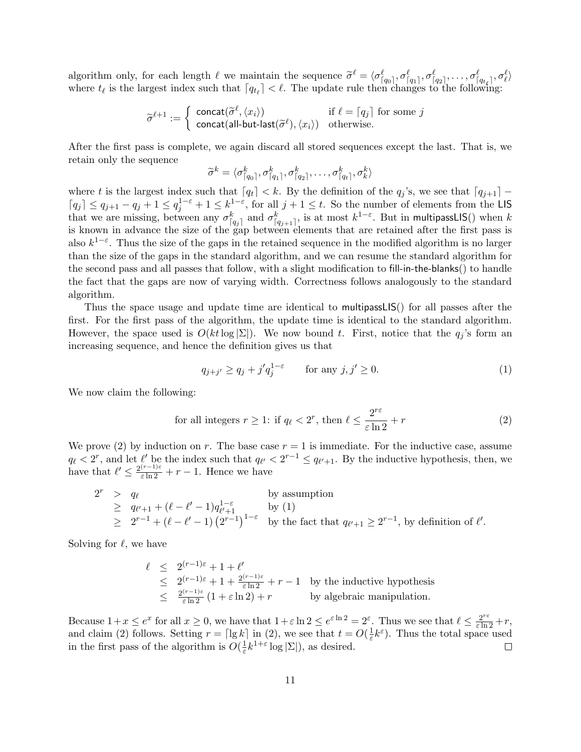algorithm only, for each length $\ell$ we maintain the sequence $\widetilde{\sigma}^\ell = \langle \sigma^\ell_{\lceil q_0 \rceil}, \sigma^\ell_{\lceil q_1 \rceil}, \sigma^\ell_{\lceil q_2 \rceil}, \ldots, \sigma^\ell_{\lceil q_{t_\ell} \rceil}, \sigma^\ell_\ell \rangle$ where $t_\ell$ is the largest index such that $\lceil q_{t_\ell} \rceil < \ell$. The update rule then changes to the following:

$$\widetilde{\sigma}^{\ell+1} := \begin{cases} \mathsf{concat}(\widetilde{\sigma}^\ell, \langle x_i \rangle) & \text{if } \ell = \lceil q_j \rceil \text{ for some } j \\ \mathsf{concat}(\mathsf{all\text{-}but\text{-}last}(\widetilde{\sigma}^\ell), \langle x_i \rangle) & \text{otherwise.} \end{cases}$$

After the first pass is complete, we again discard all stored sequences except the last. That is, we retain only the sequence

$$\widetilde{\sigma}^k = \langle \sigma^k_{\lceil q_0 \rceil}, \sigma^k_{\lceil q_1 \rceil}, \sigma^k_{\lceil q_2 \rceil}, \ldots, \sigma^k_{\lceil q_t \rceil}, \sigma^k_k \rangle$$

where $t$ is the largest index such that $\lceil q_t \rceil < k$. By the definition of the $q_j$'s, we see that $\lceil q_{j+1} \rceil - \lceil q_j \rceil \leq q_{j+1} - q_j + 1 \leq q_j^{1-\varepsilon} + 1 \leq k^{1-\varepsilon}$, for all $j + 1 \leq t$. So the number of elements from the LIS that we are missing, between any $\sigma^k_{\lceil q_j \rceil}$ and $\sigma^k_{\lceil q_{j+1} \rceil}$, is at most $k^{1-\varepsilon}$. But in multipassLIS() when $k$ is known in advance the size of the gap between elements that are retained after the first pass is also $k^{1-\varepsilon}$. Thus the size of the gaps in the retained sequence in the modified algorithm is no larger than the size of the gaps in the standard algorithm, and we can resume the standard algorithm for the second pass and all passes that follow, with a slight modification to fill-in-the-blanks() to handle the fact that the gaps are now of varying width. Correctness follows analogously to the standard algorithm.

Thus the space usage and update time are identical to multipassLIS() for all passes after the first. For the first pass of the algorithm, the update time is identical to the standard algorithm. However, the space used is $O(kt \log |\Sigma|)$. We now bound $t$. First, notice that the $q_j$'s form an increasing sequence, and hence the definition gives us that

$$q_{j+j'} \geq q_j + j' q_j^{1-\varepsilon} \qquad \text{for any } j, j' \geq 0. \tag{1}$$

We now claim the following:

$$\text{for all integers } r \geq 1\text{: if } q_\ell < 2^r\text{, then } \ell \leq \frac{2^{r\varepsilon}}{\varepsilon \ln 2} + r \tag{2}$$

We prove (2) by induction on $r$. The base case $r = 1$ is immediate. For the inductive case, assume $q_\ell < 2^r$, and let $\ell'$ be the index such that $q_{\ell'} < 2^{r-1} \leq q_{\ell'+1}$. By the inductive hypothesis, then, we have that $\ell' \leq \frac{2^{(r-1)\varepsilon}}{\varepsilon \ln 2} + r - 1$. Hence we have

$$\begin{array}{rcll} 2^r & > & q_\ell & \text{by assumption} \\ & \geq & q_{\ell'+1} + (\ell - \ell' - 1) q_{\ell'+1}^{1-\varepsilon} & \text{by (1)} \\ & \geq & 2^{r-1} + (\ell - \ell' - 1)\left(2^{r-1}\right)^{1-\varepsilon} & \text{by the fact that } q_{\ell'+1} \geq 2^{r-1}\text{, by definition of } \ell'. \end{array}$$

Solving for $\ell$, we have

$$\begin{array}{rcll} \ell & \leq & 2^{(r-1)\varepsilon} + 1 + \ell' & \\ & \leq & 2^{(r-1)\varepsilon} + 1 + \frac{2^{(r-1)\varepsilon}}{\varepsilon \ln 2} + r - 1 & \text{by the inductive hypothesis} \\ & \leq & \frac{2^{(r-1)\varepsilon}}{\varepsilon \ln 2}\left(1 + \varepsilon \ln 2\right) + r & \text{by algebraic manipulation.} \end{array}$$

Because $1 + x \leq e^x$ for all $x \geq 0$, we have that $1 + \varepsilon \ln 2 \leq e^{\varepsilon \ln 2} = 2^\varepsilon$. Thus we see that $\ell \leq \frac{2^{r\varepsilon}}{\varepsilon \ln 2} + r$, and claim (2) follows. Setting $r = \lceil \lg k \rceil$ in (2), we see that $t = O(\frac{1}{\varepsilon} k^\varepsilon)$. Thus the total space used in the first pass of the algorithm is $O(\frac{1}{\varepsilon} k^{1+\varepsilon} \log |\Sigma|)$, as desired. □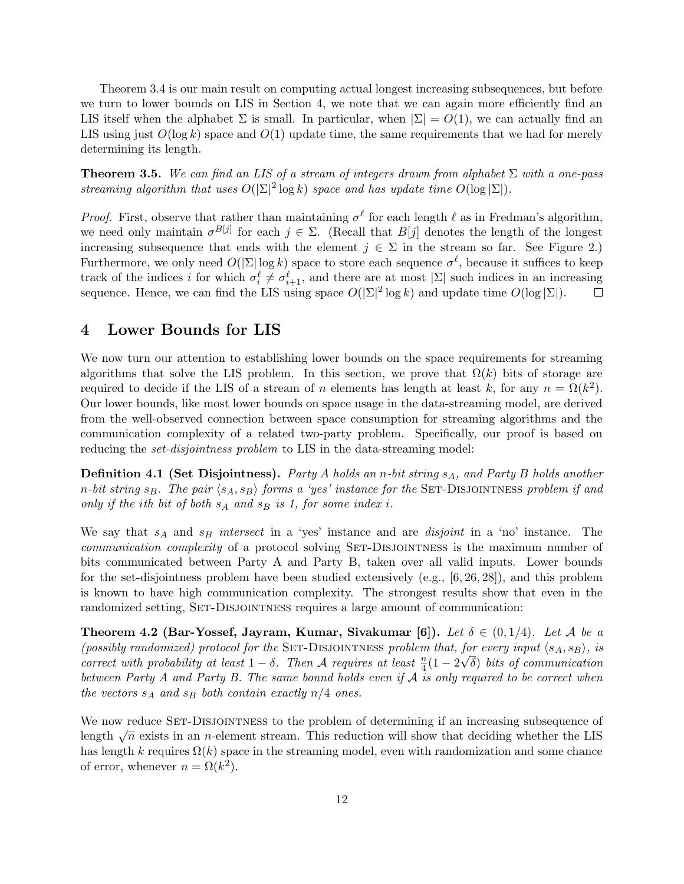Theorem 3.4 is our main result on computing actual longest increasing subsequences, but before we turn to lower bounds on LIS in Section 4, we note that we can again more efficiently find an LIS itself when the alphabet $\Sigma$ is small. In particular, when $|\Sigma| = O(1)$, we can actually find an LIS using just $O(\log k)$ space and $O(1)$ update time, the same requirements that we had for merely determining its length.

**Theorem 3.5.** *We can find an LIS of a stream of integers drawn from alphabet $\Sigma$ with a one-pass streaming algorithm that uses $O(|\Sigma|^2 \log k)$ space and has update time $O(\log |\Sigma|)$.*

*Proof.* First, observe that rather than maintaining $\sigma^\ell$ for each length $\ell$ as in Fredman's algorithm, we need only maintain $\sigma^{B[j]}$ for each $j \in \Sigma$. (Recall that $B[j]$ denotes the length of the longest increasing subsequence that ends with the element $j \in \Sigma$ in the stream so far. See Figure 2.) Furthermore, we only need $O(|\Sigma| \log k)$ space to store each sequence $\sigma^\ell$, because it suffices to keep track of the indices $i$ for which $\sigma_i^\ell \neq \sigma_{i+1}^\ell$, and there are at most $|\Sigma|$ such indices in an increasing sequence. Hence, we can find the LIS using space $O(|\Sigma|^2 \log k)$ and update time $O(\log |\Sigma|)$. $\square$

# 4 Lower Bounds for LIS

We now turn our attention to establishing lower bounds on the space requirements for streaming algorithms that solve the LIS problem. In this section, we prove that $\Omega(k)$ bits of storage are required to decide if the LIS of a stream of $n$ elements has length at least $k$, for any $n = \Omega(k^2)$. Our lower bounds, like most lower bounds on space usage in the data-streaming model, are derived from the well-observed connection between space consumption for streaming algorithms and the communication complexity of a related two-party problem. Specifically, our proof is based on reducing the *set-disjointness problem* to LIS in the data-streaming model:

**Definition 4.1 (Set Disjointness).** *Party A holds an $n$-bit string $s_A$, and Party B holds another $n$-bit string $s_B$. The pair $\langle s_A, s_B \rangle$ forms a 'yes' instance for the* Set-Disjointness *problem if and only if the $i$th bit of both $s_A$ and $s_B$ is 1, for some index $i$.*

We say that $s_A$ and $s_B$ *intersect* in a 'yes' instance and are *disjoint* in a 'no' instance. The *communication complexity* of a protocol solving Set-Disjointness is the maximum number of bits communicated between Party A and Party B, taken over all valid inputs. Lower bounds for the set-disjointness problem have been studied extensively (e.g., [6, 26, 28]), and this problem is known to have high communication complexity. The strongest results show that even in the randomized setting, Set-Disjointness requires a large amount of communication:

**Theorem 4.2 (Bar-Yossef, Jayram, Kumar, Sivakumar [6]).** *Let $\delta \in (0, 1/4)$. Let $\mathcal{A}$ be a (possibly randomized) protocol for the* Set-Disjointness *problem that, for every input $\langle s_A, s_B \rangle$, is correct with probability at least $1 - \delta$. Then $\mathcal{A}$ requires at least $\frac{n}{4}(1 - 2\sqrt{\delta})$ bits of communication between Party A and Party B. The same bound holds even if $\mathcal{A}$ is only required to be correct when the vectors $s_A$ and $s_B$ both contain exactly $n/4$ ones.*

We now reduce Set-Disjointness to the problem of determining if an increasing subsequence of length $\sqrt{n}$ exists in an $n$-element stream. This reduction will show that deciding whether the LIS has length $k$ requires $\Omega(k)$ space in the streaming model, even with randomization and some chance of error, whenever $n = \Omega(k^2)$.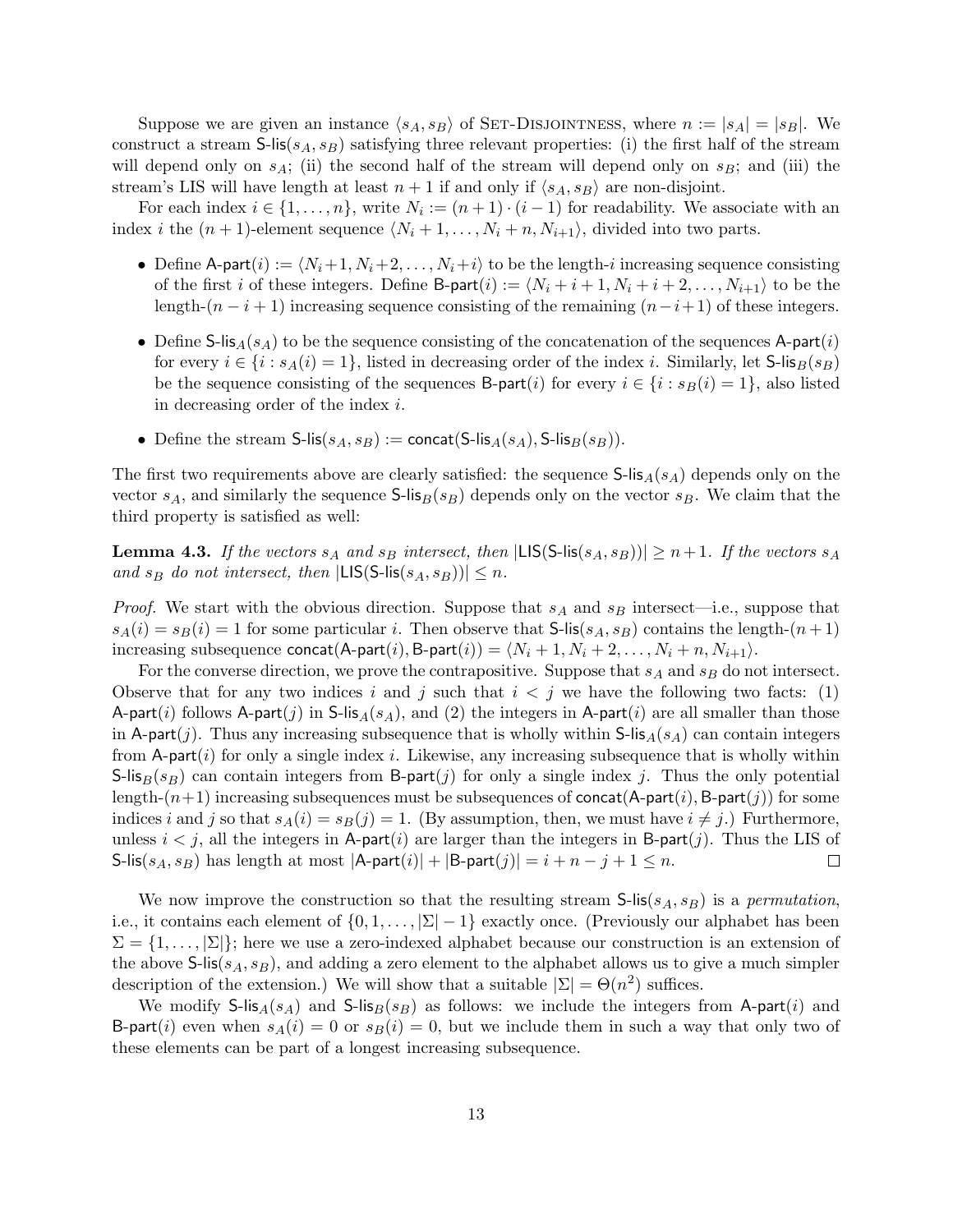Suppose we are given an instance $\langle s_A, s_B \rangle$ of SET-DISJOINTNESS, where $n := |s_A| = |s_B|$. We construct a stream $\mathsf{S\text{-}lis}(s_A, s_B)$ satisfying three relevant properties: (i) the first half of the stream will depend only on $s_A$; (ii) the second half of the stream will depend only on $s_B$; and (iii) the stream's LIS will have length at least $n+1$ if and only if $\langle s_A, s_B \rangle$ are non-disjoint.

For each index $i \in \{1, \ldots, n\}$, write $N_i := (n+1) \cdot (i-1)$ for readability. We associate with an index $i$ the $(n+1)$-element sequence $\langle N_i + 1, \ldots, N_i + n, N_{i+1} \rangle$, divided into two parts.

- Define $\mathsf{A\text{-}part}(i) := \langle N_i + 1, N_i + 2, \ldots, N_i + i \rangle$ to be the length-$i$ increasing sequence consisting of the first $i$ of these integers. Define $\mathsf{B\text{-}part}(i) := \langle N_i + i + 1, N_i + i + 2, \ldots, N_{i+1} \rangle$ to be the length-$(n-i+1)$ increasing sequence consisting of the remaining $(n-i+1)$ of these integers.
- Define $\mathsf{S\text{-}lis}_A(s_A)$ to be the sequence consisting of the concatenation of the sequences $\mathsf{A\text{-}part}(i)$ for every $i \in \{i : s_A(i) = 1\}$, listed in decreasing order of the index $i$. Similarly, let $\mathsf{S\text{-}lis}_B(s_B)$ be the sequence consisting of the sequences $\mathsf{B\text{-}part}(i)$ for every $i \in \{i : s_B(i) = 1\}$, also listed in decreasing order of the index $i$.
- Define the stream $\mathsf{S\text{-}lis}(s_A, s_B) := \mathsf{concat}(\mathsf{S\text{-}lis}_A(s_A), \mathsf{S\text{-}lis}_B(s_B))$.

The first two requirements above are clearly satisfied: the sequence $\mathsf{S\text{-}lis}_A(s_A)$ depends only on the vector $s_A$, and similarly the sequence $\mathsf{S\text{-}lis}_B(s_B)$ depends only on the vector $s_B$. We claim that the third property is satisfied as well:

**Lemma 4.3.** *If the vectors $s_A$ and $s_B$ intersect, then $|\mathsf{LIS}(\mathsf{S\text{-}lis}(s_A, s_B))| \geq n+1$. If the vectors $s_A$ and $s_B$ do not intersect, then $|\mathsf{LIS}(\mathsf{S\text{-}lis}(s_A, s_B))| \leq n$.*

*Proof.* We start with the obvious direction. Suppose that $s_A$ and $s_B$ intersect—i.e., suppose that $s_A(i) = s_B(i) = 1$ for some particular $i$. Then observe that $\mathsf{S\text{-}lis}(s_A, s_B)$ contains the length-$(n+1)$ increasing subsequence $\mathsf{concat}(\mathsf{A\text{-}part}(i), \mathsf{B\text{-}part}(i)) = \langle N_i + 1, N_i + 2, \ldots, N_i + n, N_{i+1} \rangle$.

For the converse direction, we prove the contrapositive. Suppose that $s_A$ and $s_B$ do not intersect. Observe that for any two indices $i$ and $j$ such that $i < j$ we have the following two facts: (1) $\mathsf{A\text{-}part}(i)$ follows $\mathsf{A\text{-}part}(j)$ in $\mathsf{S\text{-}lis}_A(s_A)$, and (2) the integers in $\mathsf{A\text{-}part}(i)$ are all smaller than those in $\mathsf{A\text{-}part}(j)$. Thus any increasing subsequence that is wholly within $\mathsf{S\text{-}lis}_A(s_A)$ can contain integers from $\mathsf{A\text{-}part}(i)$ for only a single index $i$. Likewise, any increasing subsequence that is wholly within $\mathsf{S\text{-}lis}_B(s_B)$ can contain integers from $\mathsf{B\text{-}part}(j)$ for only a single index $j$. Thus the only potential length-$(n+1)$ increasing subsequences must be subsequences of $\mathsf{concat}(\mathsf{A\text{-}part}(i), \mathsf{B\text{-}part}(j))$ for some indices $i$ and $j$ so that $s_A(i) = s_B(j) = 1$. (By assumption, then, we must have $i \neq j$.) Furthermore, unless $i < j$, all the integers in $\mathsf{A\text{-}part}(i)$ are larger than the integers in $\mathsf{B\text{-}part}(j)$. Thus the LIS of $\mathsf{S\text{-}lis}(s_A, s_B)$ has length at most $|\mathsf{A\text{-}part}(i)| + |\mathsf{B\text{-}part}(j)| = i + n - j + 1 \leq n$. $\square$

We now improve the construction so that the resulting stream $\mathsf{S\text{-}lis}(s_A, s_B)$ is a *permutation*, i.e., it contains each element of $\{0, 1, \ldots, |\Sigma| - 1\}$ exactly once. (Previously our alphabet has been $\Sigma = \{1, \ldots, |\Sigma|\}$; here we use a zero-indexed alphabet because our construction is an extension of the above $\mathsf{S\text{-}lis}(s_A, s_B)$, and adding a zero element to the alphabet allows us to give a much simpler description of the extension.) We will show that a suitable $|\Sigma| = \Theta(n^2)$ suffices.

We modify $\mathsf{S\text{-}lis}_A(s_A)$ and $\mathsf{S\text{-}lis}_B(s_B)$ as follows: we include the integers from $\mathsf{A\text{-}part}(i)$ and $\mathsf{B\text{-}part}(i)$ even when $s_A(i) = 0$ or $s_B(i) = 0$, but we include them in such a way that only two of these elements can be part of a longest increasing subsequence.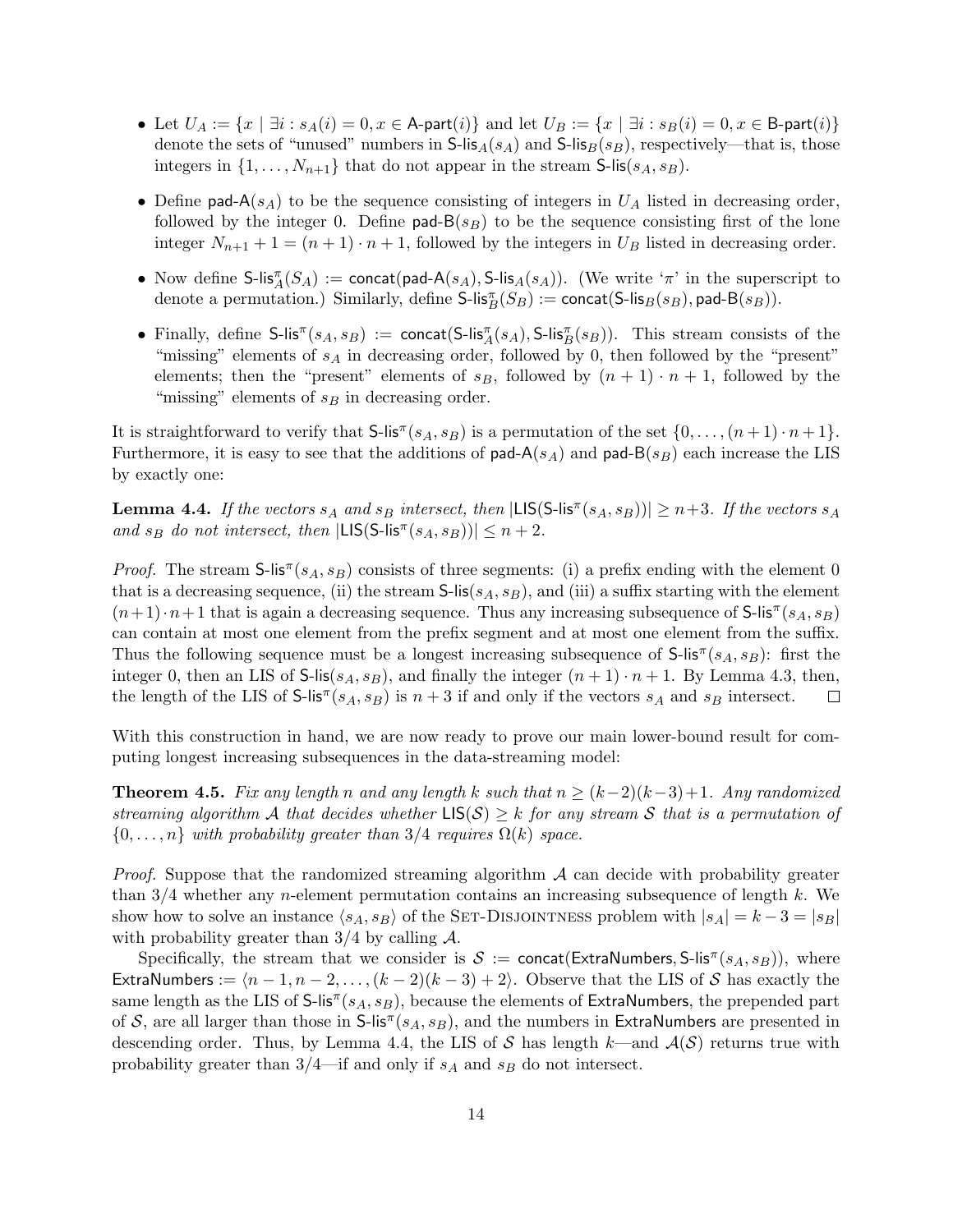- Let $U_A := \{x \mid \exists i : s_A(i) = 0, x \in \mathsf{A\text{-}part}(i)\}$ and let $U_B := \{x \mid \exists i : s_B(i) = 0, x \in \mathsf{B\text{-}part}(i)\}$ denote the sets of "unused" numbers in $\mathsf{S\text{-}lis}_A(s_A)$ and $\mathsf{S\text{-}lis}_B(s_B)$, respectively—that is, those integers in $\{1, \ldots, N_{n+1}\}$ that do not appear in the stream $\mathsf{S\text{-}lis}(s_A, s_B)$.
- Define $\mathsf{pad\text{-}A}(s_A)$ to be the sequence consisting of integers in $U_A$ listed in decreasing order, followed by the integer 0. Define $\mathsf{pad\text{-}B}(s_B)$ to be the sequence consisting first of the lone integer $N_{n+1} + 1 = (n + 1) \cdot n + 1$, followed by the integers in $U_B$ listed in decreasing order.
- Now define $\mathsf{S\text{-}lis}^{\pi}_A(S_A) := \mathsf{concat}(\mathsf{pad\text{-}A}(s_A), \mathsf{S\text{-}lis}_A(s_A))$. (We write '$\pi$' in the superscript to denote a permutation.) Similarly, define $\mathsf{S\text{-}lis}^{\pi}_B(S_B) := \mathsf{concat}(\mathsf{S\text{-}lis}_B(s_B), \mathsf{pad\text{-}B}(s_B))$.
- Finally, define $\mathsf{S\text{-}lis}^{\pi}(s_A, s_B) := \mathsf{concat}(\mathsf{S\text{-}lis}^{\pi}_A(s_A), \mathsf{S\text{-}lis}^{\pi}_B(s_B))$. This stream consists of the "missing" elements of $s_A$ in decreasing order, followed by 0, then followed by the "present" elements; then the "present" elements of $s_B$, followed by $(n + 1) \cdot n + 1$, followed by the "missing" elements of $s_B$ in decreasing order.

It is straightforward to verify that $\mathsf{S\text{-}lis}^{\pi}(s_A, s_B)$ is a permutation of the set $\{0, \ldots, (n+1) \cdot n+1\}$. Furthermore, it is easy to see that the additions of $\mathsf{pad\text{-}A}(s_A)$ and $\mathsf{pad\text{-}B}(s_B)$ each increase the LIS by exactly one:

**Lemma 4.4.** *If the vectors $s_A$ and $s_B$ intersect, then $|\mathsf{LIS}(\mathsf{S\text{-}lis}^{\pi}(s_A, s_B))| \geq n+3$. If the vectors $s_A$ and $s_B$ do not intersect, then $|\mathsf{LIS}(\mathsf{S\text{-}lis}^{\pi}(s_A, s_B))| \leq n + 2$.*

*Proof.* The stream $\mathsf{S\text{-}lis}^{\pi}(s_A, s_B)$ consists of three segments: (i) a prefix ending with the element 0 that is a decreasing sequence, (ii) the stream $\mathsf{S\text{-}lis}(s_A, s_B)$, and (iii) a suffix starting with the element $(n+1) \cdot n+1$ that is again a decreasing sequence. Thus any increasing subsequence of $\mathsf{S\text{-}lis}^{\pi}(s_A, s_B)$ can contain at most one element from the prefix segment and at most one element from the suffix. Thus the following sequence must be a longest increasing subsequence of $\mathsf{S\text{-}lis}^{\pi}(s_A, s_B)$: first the integer 0, then an LIS of $\mathsf{S\text{-}lis}(s_A, s_B)$, and finally the integer $(n + 1) \cdot n + 1$. By Lemma 4.3, then, the length of the LIS of $\mathsf{S\text{-}lis}^{\pi}(s_A, s_B)$ is $n + 3$ if and only if the vectors $s_A$ and $s_B$ intersect. □

With this construction in hand, we are now ready to prove our main lower-bound result for computing longest increasing subsequences in the data-streaming model:

**Theorem 4.5.** *Fix any length $n$ and any length $k$ such that $n \geq (k-2)(k-3)+1$. Any randomized streaming algorithm $\mathcal{A}$ that decides whether $\mathsf{LIS}(\mathcal{S}) \geq k$ for any stream $\mathcal{S}$ that is a permutation of $\{0, \ldots, n\}$ with probability greater than $3/4$ requires $\Omega(k)$ space.*

*Proof.* Suppose that the randomized streaming algorithm $\mathcal{A}$ can decide with probability greater than $3/4$ whether any $n$-element permutation contains an increasing subsequence of length $k$. We show how to solve an instance $\langle s_A, s_B \rangle$ of the SET-DISJOINTNESS problem with $|s_A| = k - 3 = |s_B|$ with probability greater than $3/4$ by calling $\mathcal{A}$.

Specifically, the stream that we consider is $\mathcal{S} := \mathsf{concat}(\mathsf{ExtraNumbers}, \mathsf{S\text{-}lis}^{\pi}(s_A, s_B))$, where $\mathsf{ExtraNumbers} := \langle n - 1, n - 2, \ldots, (k - 2)(k - 3) + 2 \rangle$. Observe that the LIS of $\mathcal{S}$ has exactly the same length as the LIS of $\mathsf{S\text{-}lis}^{\pi}(s_A, s_B)$, because the elements of $\mathsf{ExtraNumbers}$, the prepended part of $\mathcal{S}$, are all larger than those in $\mathsf{S\text{-}lis}^{\pi}(s_A, s_B)$, and the numbers in $\mathsf{ExtraNumbers}$ are presented in descending order. Thus, by Lemma 4.4, the LIS of $\mathcal{S}$ has length $k$—and $\mathcal{A}(\mathcal{S})$ returns true with probability greater than $3/4$—if and only if $s_A$ and $s_B$ do not intersect.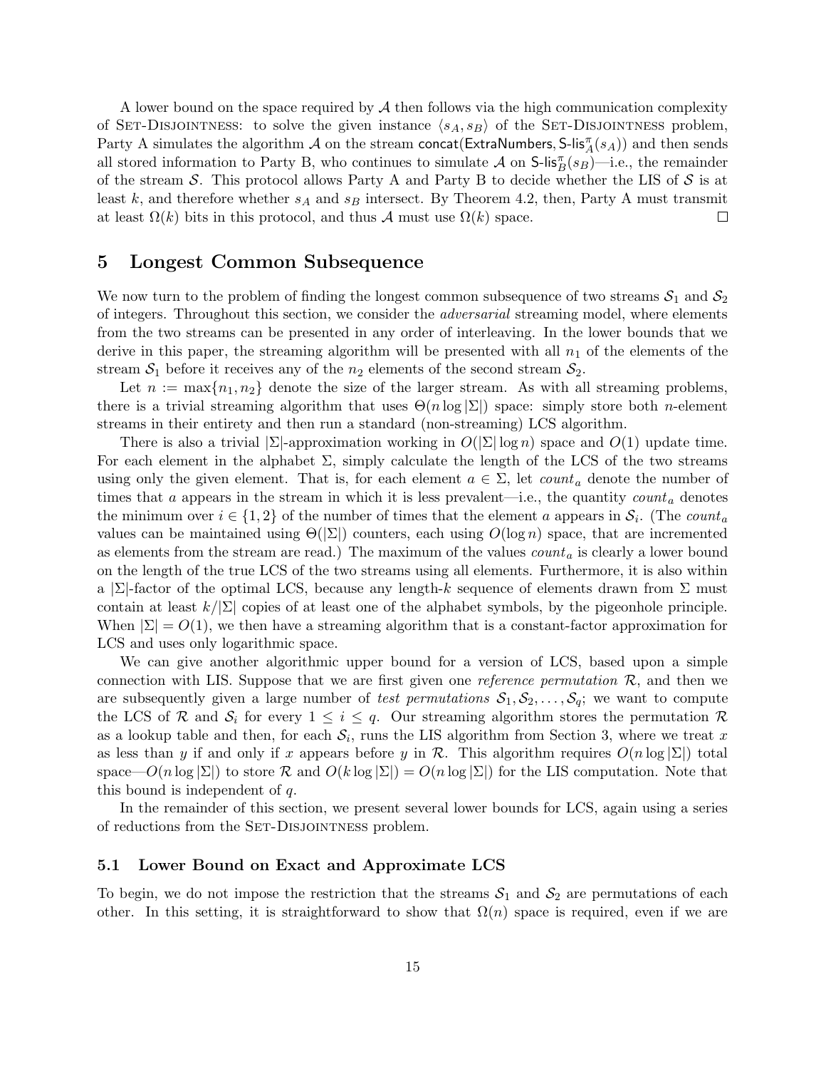A lower bound on the space required by $\mathcal{A}$ then follows via the high communication complexity of Set-Disjointness: to solve the given instance $\langle s_A, s_B \rangle$ of the Set-Disjointness problem, Party A simulates the algorithm $\mathcal{A}$ on the stream $\mathsf{concat}(\mathsf{ExtraNumbers}, \mathsf{S\text{-}lis}^{\pi}_{A}(s_A))$ and then sends all stored information to Party B, who continues to simulate $\mathcal{A}$ on $\mathsf{S\text{-}lis}^{\pi}_{B}(s_B)$—i.e., the remainder of the stream $\mathcal{S}$. This protocol allows Party A and Party B to decide whether the LIS of $\mathcal{S}$ is at least $k$, and therefore whether $s_A$ and $s_B$ intersect. By Theorem 4.2, then, Party A must transmit at least $\Omega(k)$ bits in this protocol, and thus $\mathcal{A}$ must use $\Omega(k)$ space. □

# 5 Longest Common Subsequence

We now turn to the problem of finding the longest common subsequence of two streams $\mathcal{S}_1$ and $\mathcal{S}_2$ of integers. Throughout this section, we consider the *adversarial* streaming model, where elements from the two streams can be presented in any order of interleaving. In the lower bounds that we derive in this paper, the streaming algorithm will be presented with all $n_1$ of the elements of the stream $\mathcal{S}_1$ before it receives any of the $n_2$ elements of the second stream $\mathcal{S}_2$.

Let $n := \max\{n_1, n_2\}$ denote the size of the larger stream. As with all streaming problems, there is a trivial streaming algorithm that uses $\Theta(n \log |\Sigma|)$ space: simply store both $n$-element streams in their entirety and then run a standard (non-streaming) LCS algorithm.

There is also a trivial $|\Sigma|$-approximation working in $O(|\Sigma| \log n)$ space and $O(1)$ update time. For each element in the alphabet $\Sigma$, simply calculate the length of the LCS of the two streams using only the given element. That is, for each element $a \in \Sigma$, let $count_a$ denote the number of times that $a$ appears in the stream in which it is less prevalent—i.e., the quantity $count_a$ denotes the minimum over $i \in \{1, 2\}$ of the number of times that the element $a$ appears in $\mathcal{S}_i$. (The $count_a$ values can be maintained using $\Theta(|\Sigma|)$ counters, each using $O(\log n)$ space, that are incremented as elements from the stream are read.) The maximum of the values $count_a$ is clearly a lower bound on the length of the true LCS of the two streams using all elements. Furthermore, it is also within a $|\Sigma|$-factor of the optimal LCS, because any length-$k$ sequence of elements drawn from $\Sigma$ must contain at least $k/|\Sigma|$ copies of at least one of the alphabet symbols, by the pigeonhole principle. When $|\Sigma| = O(1)$, we then have a streaming algorithm that is a constant-factor approximation for LCS and uses only logarithmic space.

We can give another algorithmic upper bound for a version of LCS, based upon a simple connection with LIS. Suppose that we are first given one *reference permutation* $\mathcal{R}$, and then we are subsequently given a large number of *test permutations* $\mathcal{S}_1, \mathcal{S}_2, \ldots, \mathcal{S}_q$; we want to compute the LCS of $\mathcal{R}$ and $\mathcal{S}_i$ for every $1 \leq i \leq q$. Our streaming algorithm stores the permutation $\mathcal{R}$ as a lookup table and then, for each $\mathcal{S}_i$, runs the LIS algorithm from Section 3, where we treat $x$ as less than $y$ if and only if $x$ appears before $y$ in $\mathcal{R}$. This algorithm requires $O(n \log |\Sigma|)$ total space—$O(n \log |\Sigma|)$ to store $\mathcal{R}$ and $O(k \log |\Sigma|) = O(n \log |\Sigma|)$ for the LIS computation. Note that this bound is independent of $q$.

In the remainder of this section, we present several lower bounds for LCS, again using a series of reductions from the Set-Disjointness problem.

## 5.1 Lower Bound on Exact and Approximate LCS

To begin, we do not impose the restriction that the streams $\mathcal{S}_1$ and $\mathcal{S}_2$ are permutations of each other. In this setting, it is straightforward to show that $\Omega(n)$ space is required, even if we are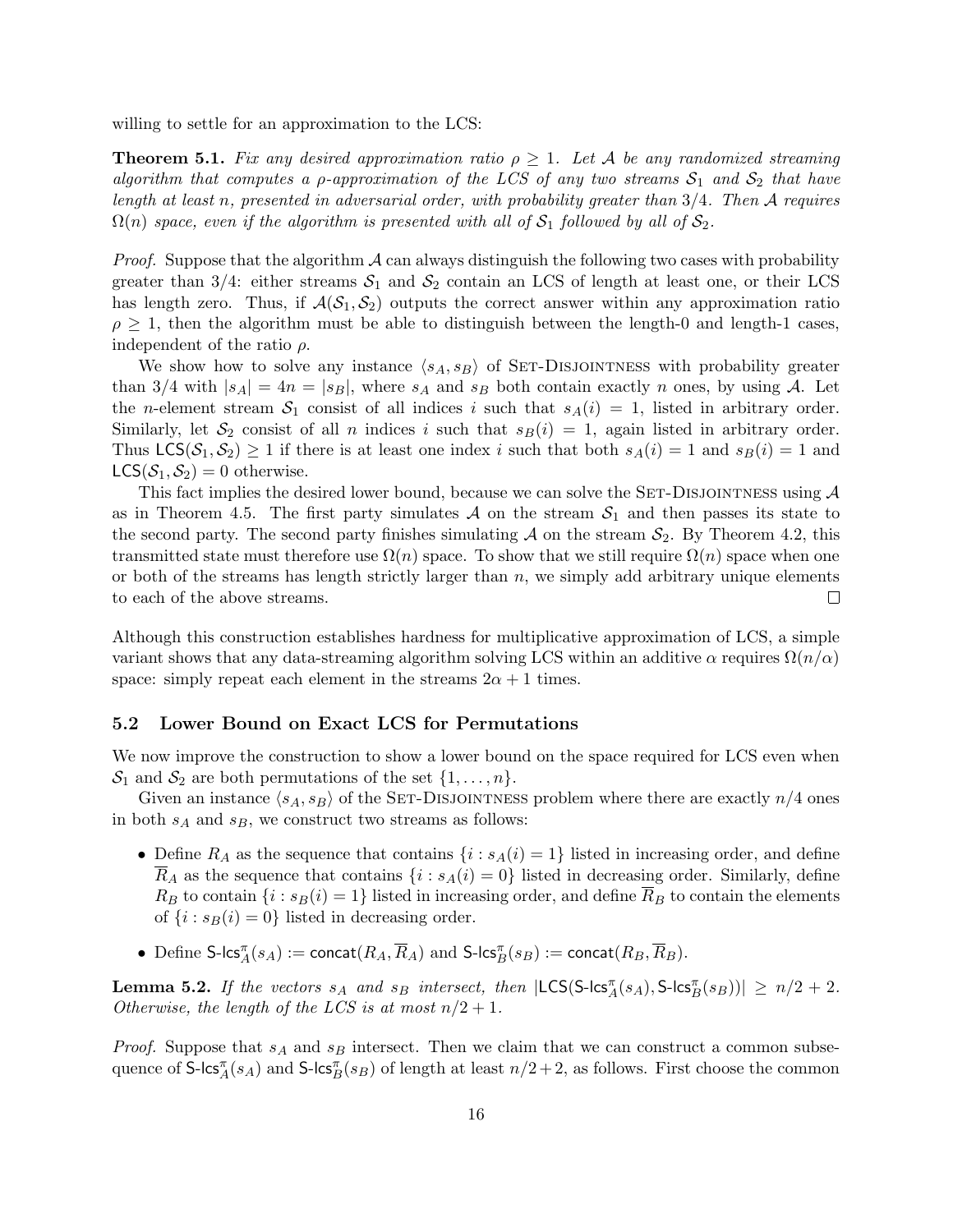willing to settle for an approximation to the LCS:

**Theorem 5.1.** *Fix any desired approximation ratio $\rho \geq 1$. Let $\mathcal{A}$ be any randomized streaming algorithm that computes a $\rho$-approximation of the LCS of any two streams $\mathcal{S}_1$ and $\mathcal{S}_2$ that have length at least $n$, presented in adversarial order, with probability greater than $3/4$. Then $\mathcal{A}$ requires $\Omega(n)$ space, even if the algorithm is presented with all of $\mathcal{S}_1$ followed by all of $\mathcal{S}_2$.*

*Proof.* Suppose that the algorithm $\mathcal{A}$ can always distinguish the following two cases with probability greater than $3/4$: either streams $\mathcal{S}_1$ and $\mathcal{S}_2$ contain an LCS of length at least one, or their LCS has length zero. Thus, if $\mathcal{A}(\mathcal{S}_1, \mathcal{S}_2)$ outputs the correct answer within any approximation ratio $\rho \geq 1$, then the algorithm must be able to distinguish between the length-0 and length-1 cases, independent of the ratio $\rho$.

We show how to solve any instance $\langle s_A, s_B \rangle$ of Set-Disjointness with probability greater than $3/4$ with $|s_A| = 4n = |s_B|$, where $s_A$ and $s_B$ both contain exactly $n$ ones, by using $\mathcal{A}$. Let the $n$-element stream $\mathcal{S}_1$ consist of all indices $i$ such that $s_A(i) = 1$, listed in arbitrary order. Similarly, let $\mathcal{S}_2$ consist of all $n$ indices $i$ such that $s_B(i) = 1$, again listed in arbitrary order. Thus $\mathsf{LCS}(\mathcal{S}_1, \mathcal{S}_2) \geq 1$ if there is at least one index $i$ such that both $s_A(i) = 1$ and $s_B(i) = 1$ and $\mathsf{LCS}(\mathcal{S}_1, \mathcal{S}_2) = 0$ otherwise.

This fact implies the desired lower bound, because we can solve the Set-Disjointness using $\mathcal{A}$ as in Theorem 4.5. The first party simulates $\mathcal{A}$ on the stream $\mathcal{S}_1$ and then passes its state to the second party. The second party finishes simulating $\mathcal{A}$ on the stream $\mathcal{S}_2$. By Theorem 4.2, this transmitted state must therefore use $\Omega(n)$ space. To show that we still require $\Omega(n)$ space when one or both of the streams has length strictly larger than $n$, we simply add arbitrary unique elements to each of the above streams. $\square$

Although this construction establishes hardness for multiplicative approximation of LCS, a simple variant shows that any data-streaming algorithm solving LCS within an additive $\alpha$ requires $\Omega(n/\alpha)$ space: simply repeat each element in the streams $2\alpha + 1$ times.

### 5.2 Lower Bound on Exact LCS for Permutations

We now improve the construction to show a lower bound on the space required for LCS even when $\mathcal{S}_1$ and $\mathcal{S}_2$ are both permutations of the set $\{1, \ldots, n\}$.

Given an instance $\langle s_A, s_B \rangle$ of the Set-Disjointness problem where there are exactly $n/4$ ones in both $s_A$ and $s_B$, we construct two streams as follows:

- Define $R_A$ as the sequence that contains $\{i : s_A(i) = 1\}$ listed in increasing order, and define $\overline{R}_A$ as the sequence that contains $\{i : s_A(i) = 0\}$ listed in decreasing order. Similarly, define $R_B$ to contain $\{i : s_B(i) = 1\}$ listed in increasing order, and define $\overline{R}_B$ to contain the elements of $\{i : s_B(i) = 0\}$ listed in decreasing order.
- Define $\mathsf{S\text{-}lcs}^{\pi}_A(s_A) := \mathsf{concat}(R_A, \overline{R}_A)$ and $\mathsf{S\text{-}lcs}^{\pi}_B(s_B) := \mathsf{concat}(R_B, \overline{R}_B)$.

**Lemma 5.2.** *If the vectors $s_A$ and $s_B$ intersect, then $|\mathsf{LCS}(\mathsf{S\text{-}lcs}^{\pi}_A(s_A), \mathsf{S\text{-}lcs}^{\pi}_B(s_B))| \geq n/2 + 2$. Otherwise, the length of the LCS is at most $n/2 + 1$.*

*Proof.* Suppose that $s_A$ and $s_B$ intersect. Then we claim that we can construct a common subsequence of $\mathsf{S\text{-}lcs}^{\pi}_A(s_A)$ and $\mathsf{S\text{-}lcs}^{\pi}_B(s_B)$ of length at least $n/2+2$, as follows. First choose the common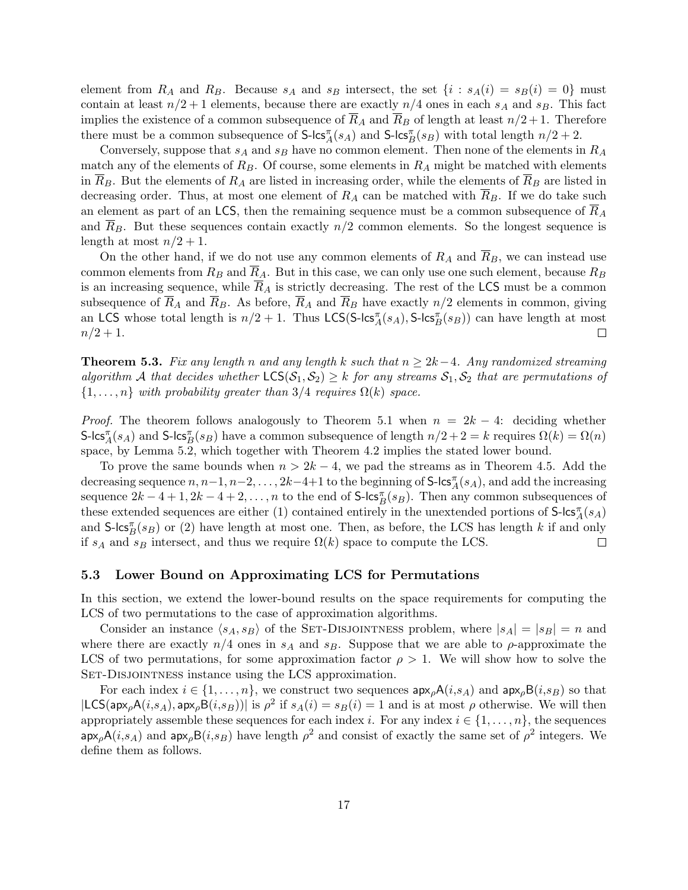element from $R_A$ and $R_B$. Because $s_A$ and $s_B$ intersect, the set $\{i : s_A(i) = s_B(i) = 0\}$ must contain at least $n/2 + 1$ elements, because there are exactly $n/4$ ones in each $s_A$ and $s_B$. This fact implies the existence of a common subsequence of $\overline{R}_A$ and $\overline{R}_B$ of length at least $n/2 + 1$. Therefore there must be a common subsequence of $\mathsf{S\text{-}lcs}^{\pi}_A(s_A)$ and $\mathsf{S\text{-}lcs}^{\pi}_B(s_B)$ with total length $n/2 + 2$.

Conversely, suppose that $s_A$ and $s_B$ have no common element. Then none of the elements in $R_A$ match any of the elements of $R_B$. Of course, some elements in $R_A$ might be matched with elements in $\overline{R}_B$. But the elements of $R_A$ are listed in increasing order, while the elements of $\overline{R}_B$ are listed in decreasing order. Thus, at most one element of $R_A$ can be matched with $\overline{R}_B$. If we do take such an element as part of an $\mathsf{LCS}$, then the remaining sequence must be a common subsequence of $\overline{R}_A$ and $\overline{R}_B$. But these sequences contain exactly $n/2$ common elements. So the longest sequence is length at most $n/2 + 1$.

On the other hand, if we do not use any common elements of $R_A$ and $\overline{R}_B$, we can instead use common elements from $R_B$ and $\overline{R}_A$. But in this case, we can only use one such element, because $R_B$ is an increasing sequence, while $\overline{R}_A$ is strictly decreasing. The rest of the $\mathsf{LCS}$ must be a common subsequence of $\overline{R}_A$ and $\overline{R}_B$. As before, $\overline{R}_A$ and $\overline{R}_B$ have exactly $n/2$ elements in common, giving an $\mathsf{LCS}$ whose total length is $n/2 + 1$. Thus $\mathsf{LCS}(\mathsf{S\text{-}lcs}^{\pi}_A(s_A), \mathsf{S\text{-}lcs}^{\pi}_B(s_B))$ can have length at most $n/2 + 1$. □

**Theorem 5.3.** *Fix any length $n$ and any length $k$ such that $n \geq 2k - 4$. Any randomized streaming algorithm $\mathcal{A}$ that decides whether $\mathsf{LCS}(\mathcal{S}_1, \mathcal{S}_2) \geq k$ for any streams $\mathcal{S}_1, \mathcal{S}_2$ that are permutations of $\{1, \ldots, n\}$ with probability greater than $3/4$ requires $\Omega(k)$ space.*

*Proof.* The theorem follows analogously to Theorem 5.1 when $n = 2k - 4$: deciding whether $\mathsf{S\text{-}lcs}^{\pi}_A(s_A)$ and $\mathsf{S\text{-}lcs}^{\pi}_B(s_B)$ have a common subsequence of length $n/2 + 2 = k$ requires $\Omega(k) = \Omega(n)$ space, by Lemma 5.2, which together with Theorem 4.2 implies the stated lower bound.

To prove the same bounds when $n > 2k - 4$, we pad the streams as in Theorem 4.5. Add the decreasing sequence $n, n-1, n-2, \ldots, 2k-4+1$ to the beginning of $\mathsf{S\text{-}lcs}^{\pi}_A(s_A)$, and add the increasing sequence $2k - 4 + 1, 2k - 4 + 2, \ldots, n$ to the end of $\mathsf{S\text{-}lcs}^{\pi}_B(s_B)$. Then any common subsequences of these extended sequences are either (1) contained entirely in the unextended portions of $\mathsf{S\text{-}lcs}^{\pi}_A(s_A)$ and $\mathsf{S\text{-}lcs}^{\pi}_B(s_B)$ or (2) have length at most one. Then, as before, the LCS has length $k$ if and only if $s_A$ and $s_B$ intersect, and thus we require $\Omega(k)$ space to compute the LCS. □

### 5.3 Lower Bound on Approximating LCS for Permutations

In this section, we extend the lower-bound results on the space requirements for computing the LCS of two permutations to the case of approximation algorithms.

Consider an instance $\langle s_A, s_B \rangle$ of the Set-Disjointness problem, where $|s_A| = |s_B| = n$ and where there are exactly $n/4$ ones in $s_A$ and $s_B$. Suppose that we are able to $\rho$-approximate the LCS of two permutations, for some approximation factor $\rho > 1$. We will show how to solve the Set-Disjointness instance using the LCS approximation.

For each index $i \in \{1, \ldots, n\}$, we construct two sequences $\mathsf{apx}_{\rho}\mathsf{A}(i,s_A)$ and $\mathsf{apx}_{\rho}\mathsf{B}(i,s_B)$ so that $|\mathsf{LCS}(\mathsf{apx}_{\rho}\mathsf{A}(i,s_A), \mathsf{apx}_{\rho}\mathsf{B}(i,s_B))|$ is $\rho^2$ if $s_A(i) = s_B(i) = 1$ and is at most $\rho$ otherwise. We will then appropriately assemble these sequences for each index $i$. For any index $i \in \{1, \ldots, n\}$, the sequences $\mathsf{apx}_{\rho}\mathsf{A}(i,s_A)$ and $\mathsf{apx}_{\rho}\mathsf{B}(i,s_B)$ have length $\rho^2$ and consist of exactly the same set of $\rho^2$ integers. We define them as follows.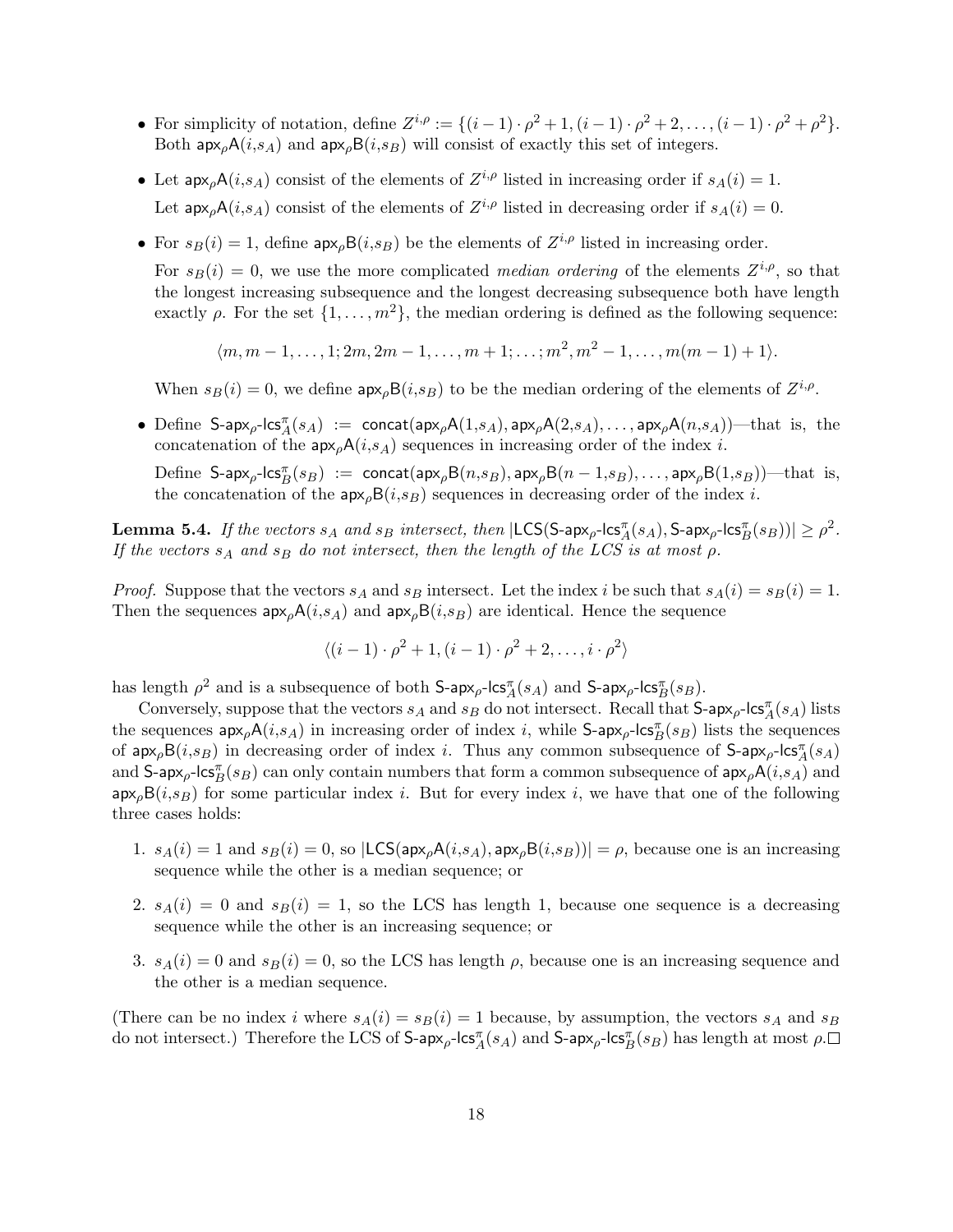- For simplicity of notation, define $Z^{i,\rho} := \{(i-1)\cdot\rho^2+1, (i-1)\cdot\rho^2+2, \ldots, (i-1)\cdot\rho^2+\rho^2\}$. Both $\mathsf{apx}_\rho\mathsf{A}(i,s_A)$ and $\mathsf{apx}_\rho\mathsf{B}(i,s_B)$ will consist of exactly this set of integers.

- Let $\mathsf{apx}_\rho\mathsf{A}(i,s_A)$ consist of the elements of $Z^{i,\rho}$ listed in increasing order if $s_A(i) = 1$.

  Let $\mathsf{apx}_\rho\mathsf{A}(i,s_A)$ consist of the elements of $Z^{i,\rho}$ listed in decreasing order if $s_A(i) = 0$.

- For $s_B(i) = 1$, define $\mathsf{apx}_\rho\mathsf{B}(i,s_B)$ be the elements of $Z^{i,\rho}$ listed in increasing order.

  For $s_B(i) = 0$, we use the more complicated *median ordering* of the elements $Z^{i,\rho}$, so that the longest increasing subsequence and the longest decreasing subsequence both have length exactly $\rho$. For the set $\{1, \ldots, m^2\}$, the median ordering is defined as the following sequence:

$$\langle m, m-1, \ldots, 1; 2m, 2m-1, \ldots, m+1; \ldots; m^2, m^2-1, \ldots, m(m-1)+1\rangle.$$

  When $s_B(i) = 0$, we define $\mathsf{apx}_\rho\mathsf{B}(i,s_B)$ to be the median ordering of the elements of $Z^{i,\rho}$.

- Define $\mathsf{S\text{-}apx}_\rho\text{-}\mathsf{lcs}^\pi_A(s_A) := \mathsf{concat}(\mathsf{apx}_\rho\mathsf{A}(1,s_A), \mathsf{apx}_\rho\mathsf{A}(2,s_A), \ldots, \mathsf{apx}_\rho\mathsf{A}(n,s_A))$—that is, the concatenation of the $\mathsf{apx}_\rho\mathsf{A}(i,s_A)$ sequences in increasing order of the index $i$.

  Define $\mathsf{S\text{-}apx}_\rho\text{-}\mathsf{lcs}^\pi_B(s_B) := \mathsf{concat}(\mathsf{apx}_\rho\mathsf{B}(n,s_B), \mathsf{apx}_\rho\mathsf{B}(n-1,s_B), \ldots, \mathsf{apx}_\rho\mathsf{B}(1,s_B))$—that is, the concatenation of the $\mathsf{apx}_\rho\mathsf{B}(i,s_B)$ sequences in decreasing order of the index $i$.

**Lemma 5.4.** *If the vectors $s_A$ and $s_B$ intersect, then $|\mathsf{LCS}(\mathsf{S\text{-}apx}_\rho\text{-}\mathsf{lcs}^\pi_A(s_A), \mathsf{S\text{-}apx}_\rho\text{-}\mathsf{lcs}^\pi_B(s_B))| \geq \rho^2$. If the vectors $s_A$ and $s_B$ do not intersect, then the length of the LCS is at most $\rho$.*

*Proof.* Suppose that the vectors $s_A$ and $s_B$ intersect. Let the index $i$ be such that $s_A(i) = s_B(i) = 1$. Then the sequences $\mathsf{apx}_\rho\mathsf{A}(i,s_A)$ and $\mathsf{apx}_\rho\mathsf{B}(i,s_B)$ are identical. Hence the sequence

$$\langle (i-1)\cdot\rho^2+1, (i-1)\cdot\rho^2+2, \ldots, i\cdot\rho^2\rangle$$

has length $\rho^2$ and is a subsequence of both $\mathsf{S\text{-}apx}_\rho\text{-}\mathsf{lcs}^\pi_A(s_A)$ and $\mathsf{S\text{-}apx}_\rho\text{-}\mathsf{lcs}^\pi_B(s_B)$.

Conversely, suppose that the vectors $s_A$ and $s_B$ do not intersect. Recall that $\mathsf{S\text{-}apx}_\rho\text{-}\mathsf{lcs}^\pi_A(s_A)$ lists the sequences $\mathsf{apx}_\rho\mathsf{A}(i,s_A)$ in increasing order of index $i$, while $\mathsf{S\text{-}apx}_\rho\text{-}\mathsf{lcs}^\pi_B(s_B)$ lists the sequences of $\mathsf{apx}_\rho\mathsf{B}(i,s_B)$ in decreasing order of index $i$. Thus any common subsequence of $\mathsf{S\text{-}apx}_\rho\text{-}\mathsf{lcs}^\pi_A(s_A)$ and $\mathsf{S\text{-}apx}_\rho\text{-}\mathsf{lcs}^\pi_B(s_B)$ can only contain numbers that form a common subsequence of $\mathsf{apx}_\rho\mathsf{A}(i,s_A)$ and $\mathsf{apx}_\rho\mathsf{B}(i,s_B)$ for some particular index $i$. But for every index $i$, we have that one of the following three cases holds:

1. $s_A(i) = 1$ and $s_B(i) = 0$, so $|\mathsf{LCS}(\mathsf{apx}_\rho\mathsf{A}(i,s_A), \mathsf{apx}_\rho\mathsf{B}(i,s_B))| = \rho$, because one is an increasing sequence while the other is a median sequence; or
2. $s_A(i) = 0$ and $s_B(i) = 1$, so the LCS has length 1, because one sequence is a decreasing sequence while the other is an increasing sequence; or
3. $s_A(i) = 0$ and $s_B(i) = 0$, so the LCS has length $\rho$, because one is an increasing sequence and the other is a median sequence.

(There can be no index $i$ where $s_A(i) = s_B(i) = 1$ because, by assumption, the vectors $s_A$ and $s_B$ do not intersect.) Therefore the LCS of $\mathsf{S\text{-}apx}_\rho\text{-}\mathsf{lcs}^\pi_A(s_A)$ and $\mathsf{S\text{-}apx}_\rho\text{-}\mathsf{lcs}^\pi_B(s_B)$ has length at most $\rho$. $\square$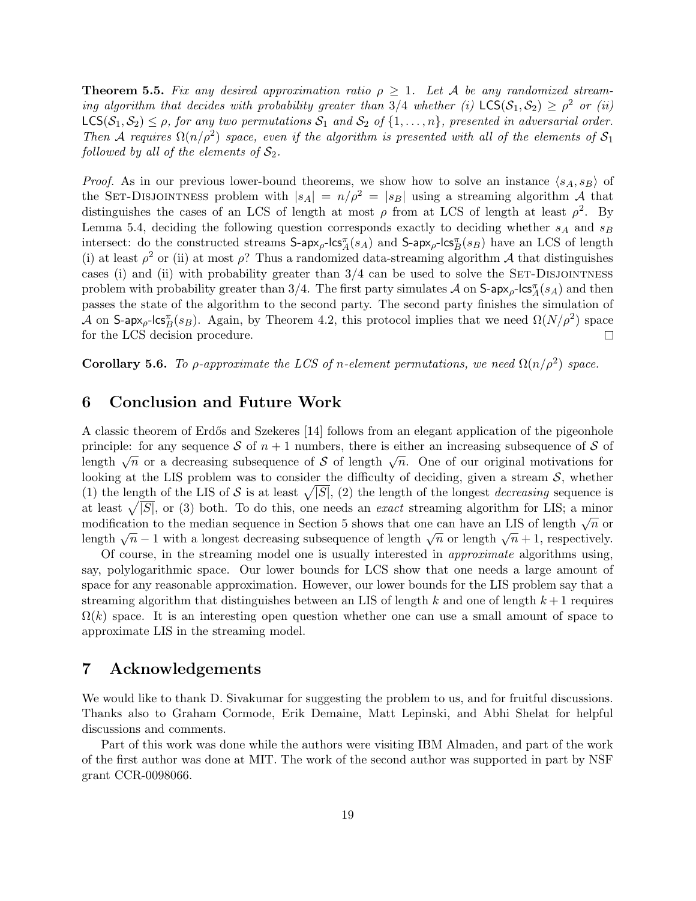**Theorem 5.5.** *Fix any desired approximation ratio $\rho \geq 1$. Let $\mathcal{A}$ be any randomized streaming algorithm that decides with probability greater than 3/4 whether (i) $\mathsf{LCS}(\mathcal{S}_1, \mathcal{S}_2) \geq \rho^2$ or (ii) $\mathsf{LCS}(\mathcal{S}_1, \mathcal{S}_2) \leq \rho$, for any two permutations $\mathcal{S}_1$ and $\mathcal{S}_2$ of $\{1, \ldots, n\}$, presented in adversarial order. Then $\mathcal{A}$ requires $\Omega(n/\rho^2)$ space, even if the algorithm is presented with all of the elements of $\mathcal{S}_1$ followed by all of the elements of $\mathcal{S}_2$.*

*Proof.* As in our previous lower-bound theorems, we show how to solve an instance $\langle s_A, s_B \rangle$ of the Set-Disjointness problem with $|s_A| = n/\rho^2 = |s_B|$ using a streaming algorithm $\mathcal{A}$ that distinguishes the cases of an LCS of length at most $\rho$ from at LCS of length at least $\rho^2$. By Lemma 5.4, deciding the following question corresponds exactly to deciding whether $s_A$ and $s_B$ intersect: do the constructed streams $\mathsf{S\text{-}apx}_\rho\text{-}\mathsf{lcs}^\pi_A(s_A)$ and $\mathsf{S\text{-}apx}_\rho\text{-}\mathsf{lcs}^\pi_B(s_B)$ have an LCS of length (i) at least $\rho^2$ or (ii) at most $\rho$? Thus a randomized data-streaming algorithm $\mathcal{A}$ that distinguishes cases (i) and (ii) with probability greater than 3/4 can be used to solve the Set-Disjointness problem with probability greater than 3/4. The first party simulates $\mathcal{A}$ on $\mathsf{S\text{-}apx}_\rho\text{-}\mathsf{lcs}^\pi_A(s_A)$ and then passes the state of the algorithm to the second party. The second party finishes the simulation of $\mathcal{A}$ on $\mathsf{S\text{-}apx}_\rho\text{-}\mathsf{lcs}^\pi_B(s_B)$. Again, by Theorem 4.2, this protocol implies that we need $\Omega(N/\rho^2)$ space for the LCS decision procedure. □

**Corollary 5.6.** *To $\rho$-approximate the LCS of $n$-element permutations, we need $\Omega(n/\rho^2)$ space.*

# 6 Conclusion and Future Work

A classic theorem of Erdős and Szekeres [14] follows from an elegant application of the pigeonhole principle: for any sequence $\mathcal{S}$ of $n+1$ numbers, there is either an increasing subsequence of $\mathcal{S}$ of length $\sqrt{n}$ or a decreasing subsequence of $\mathcal{S}$ of length $\sqrt{n}$. One of our original motivations for looking at the LIS problem was to consider the difficulty of deciding, given a stream $\mathcal{S}$, whether (1) the length of the LIS of $\mathcal{S}$ is at least $\sqrt{|S|}$, (2) the length of the longest *decreasing* sequence is at least $\sqrt{|S|}$, or (3) both. To do this, one needs an *exact* streaming algorithm for LIS; a minor modification to the median sequence in Section 5 shows that one can have an LIS of length $\sqrt{n}$ or length $\sqrt{n}-1$ with a longest decreasing subsequence of length $\sqrt{n}$ or length $\sqrt{n}+1$, respectively.

Of course, in the streaming model one is usually interested in *approximate* algorithms using, say, polylogarithmic space. Our lower bounds for LCS show that one needs a large amount of space for any reasonable approximation. However, our lower bounds for the LIS problem say that a streaming algorithm that distinguishes between an LIS of length $k$ and one of length $k+1$ requires $\Omega(k)$ space. It is an interesting open question whether one can use a small amount of space to approximate LIS in the streaming model.

# 7 Acknowledgements

We would like to thank D. Sivakumar for suggesting the problem to us, and for fruitful discussions. Thanks also to Graham Cormode, Erik Demaine, Matt Lepinski, and Abhi Shelat for helpful discussions and comments.

Part of this work was done while the authors were visiting IBM Almaden, and part of the work of the first author was done at MIT. The work of the second author was supported in part by NSF grant CCR-0098066.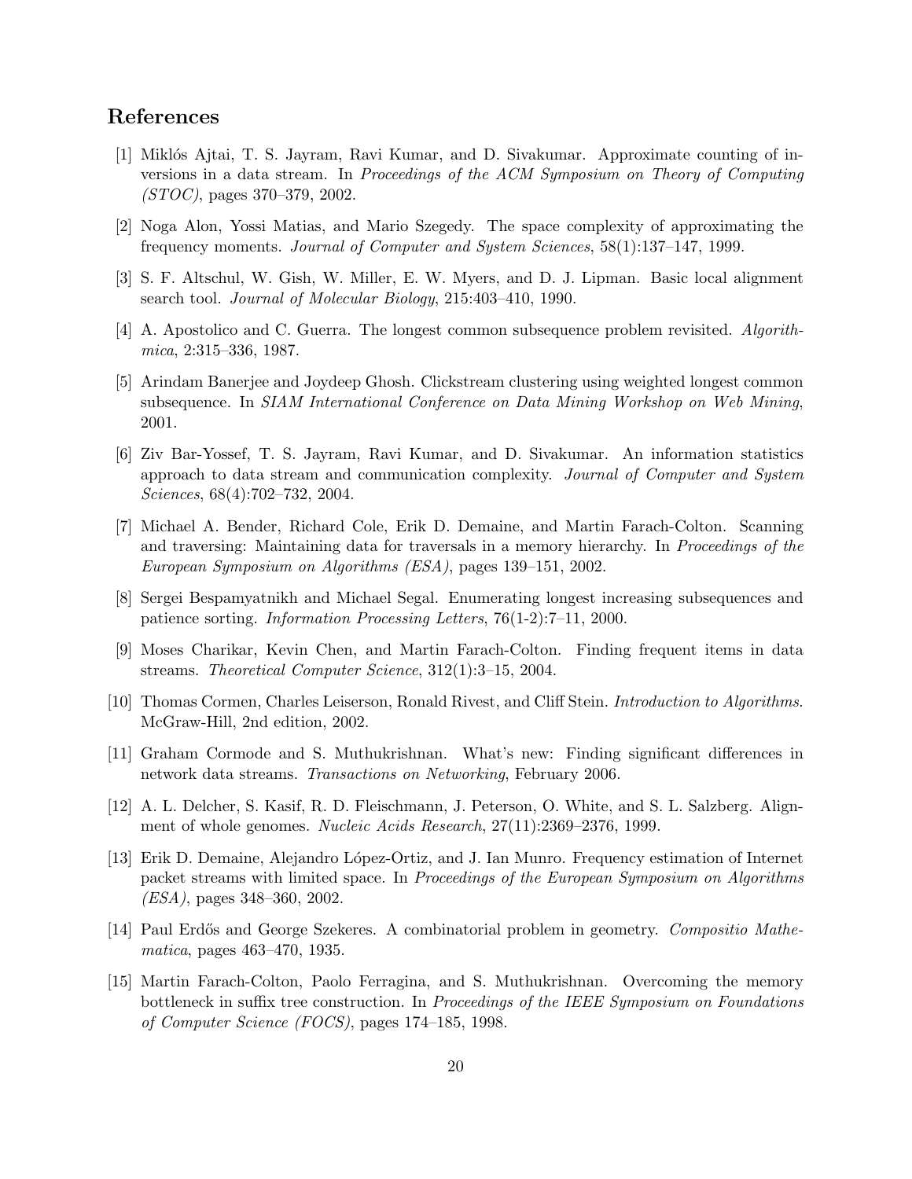## References

[1] Miklós Ajtai, T. S. Jayram, Ravi Kumar, and D. Sivakumar. Approximate counting of inversions in a data stream. In *Proceedings of the ACM Symposium on Theory of Computing (STOC)*, pages 370–379, 2002.

[2] Noga Alon, Yossi Matias, and Mario Szegedy. The space complexity of approximating the frequency moments. *Journal of Computer and System Sciences*, 58(1):137–147, 1999.

[3] S. F. Altschul, W. Gish, W. Miller, E. W. Myers, and D. J. Lipman. Basic local alignment search tool. *Journal of Molecular Biology*, 215:403–410, 1990.

[4] A. Apostolico and C. Guerra. The longest common subsequence problem revisited. *Algorithmica*, 2:315–336, 1987.

[5] Arindam Banerjee and Joydeep Ghosh. Clickstream clustering using weighted longest common subsequence. In *SIAM International Conference on Data Mining Workshop on Web Mining*, 2001.

[6] Ziv Bar-Yossef, T. S. Jayram, Ravi Kumar, and D. Sivakumar. An information statistics approach to data stream and communication complexity. *Journal of Computer and System Sciences*, 68(4):702–732, 2004.

[7] Michael A. Bender, Richard Cole, Erik D. Demaine, and Martin Farach-Colton. Scanning and traversing: Maintaining data for traversals in a memory hierarchy. In *Proceedings of the European Symposium on Algorithms (ESA)*, pages 139–151, 2002.

[8] Sergei Bespamyatnikh and Michael Segal. Enumerating longest increasing subsequences and patience sorting. *Information Processing Letters*, 76(1-2):7–11, 2000.

[9] Moses Charikar, Kevin Chen, and Martin Farach-Colton. Finding frequent items in data streams. *Theoretical Computer Science*, 312(1):3–15, 2004.

[10] Thomas Cormen, Charles Leiserson, Ronald Rivest, and Cliff Stein. *Introduction to Algorithms*. McGraw-Hill, 2nd edition, 2002.

[11] Graham Cormode and S. Muthukrishnan. What's new: Finding significant differences in network data streams. *Transactions on Networking*, February 2006.

[12] A. L. Delcher, S. Kasif, R. D. Fleischmann, J. Peterson, O. White, and S. L. Salzberg. Alignment of whole genomes. *Nucleic Acids Research*, 27(11):2369–2376, 1999.

[13] Erik D. Demaine, Alejandro López-Ortiz, and J. Ian Munro. Frequency estimation of Internet packet streams with limited space. In *Proceedings of the European Symposium on Algorithms (ESA)*, pages 348–360, 2002.

[14] Paul Erdős and George Szekeres. A combinatorial problem in geometry. *Compositio Mathematica*, pages 463–470, 1935.

[15] Martin Farach-Colton, Paolo Ferragina, and S. Muthukrishnan. Overcoming the memory bottleneck in suffix tree construction. In *Proceedings of the IEEE Symposium on Foundations of Computer Science (FOCS)*, pages 174–185, 1998.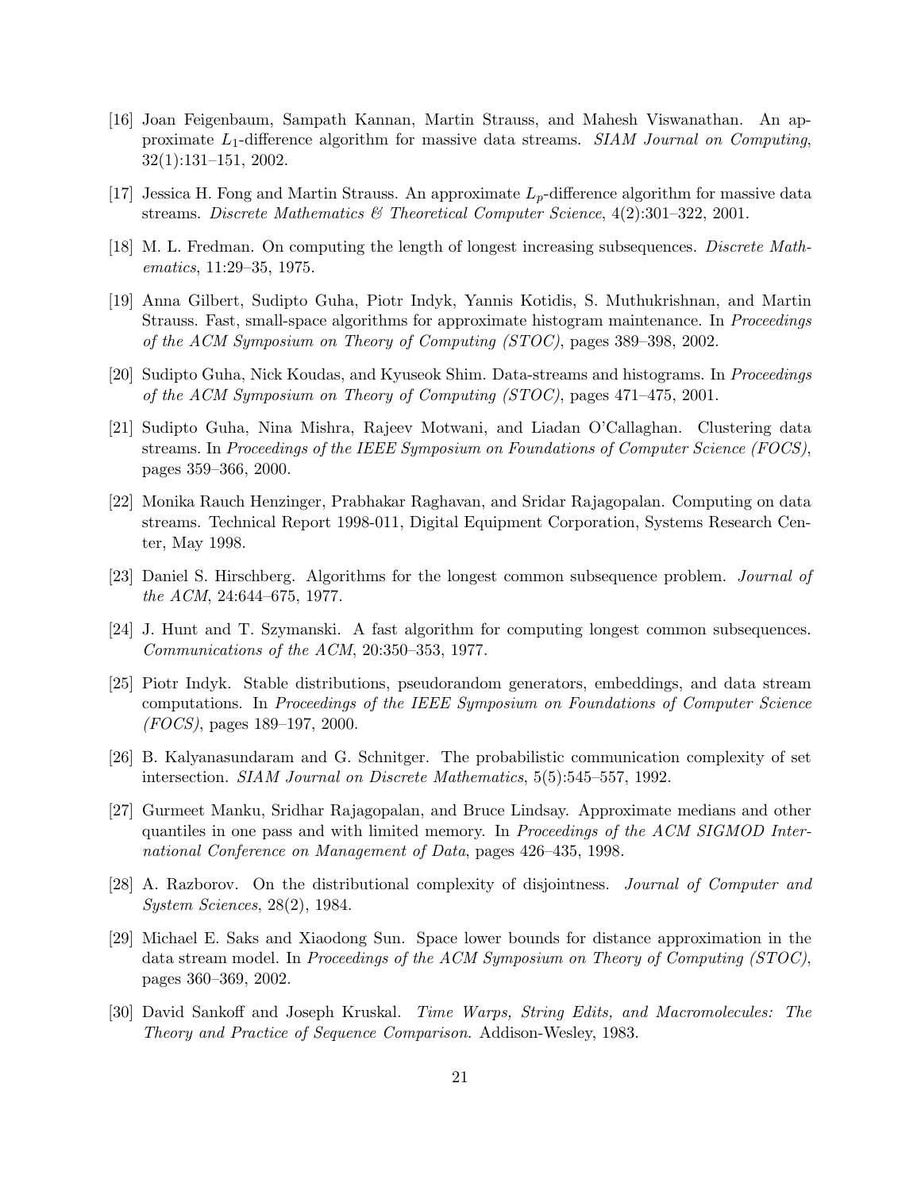[16] Joan Feigenbaum, Sampath Kannan, Martin Strauss, and Mahesh Viswanathan. An approximate $L_1$-difference algorithm for massive data streams. *SIAM Journal on Computing*, 32(1):131–151, 2002.

[17] Jessica H. Fong and Martin Strauss. An approximate $L_p$-difference algorithm for massive data streams. *Discrete Mathematics & Theoretical Computer Science*, 4(2):301–322, 2001.

[18] M. L. Fredman. On computing the length of longest increasing subsequences. *Discrete Mathematics*, 11:29–35, 1975.

[19] Anna Gilbert, Sudipto Guha, Piotr Indyk, Yannis Kotidis, S. Muthukrishnan, and Martin Strauss. Fast, small-space algorithms for approximate histogram maintenance. In *Proceedings of the ACM Symposium on Theory of Computing (STOC)*, pages 389–398, 2002.

[20] Sudipto Guha, Nick Koudas, and Kyuseok Shim. Data-streams and histograms. In *Proceedings of the ACM Symposium on Theory of Computing (STOC)*, pages 471–475, 2001.

[21] Sudipto Guha, Nina Mishra, Rajeev Motwani, and Liadan O'Callaghan. Clustering data streams. In *Proceedings of the IEEE Symposium on Foundations of Computer Science (FOCS)*, pages 359–366, 2000.

[22] Monika Rauch Henzinger, Prabhakar Raghavan, and Sridar Rajagopalan. Computing on data streams. Technical Report 1998-011, Digital Equipment Corporation, Systems Research Center, May 1998.

[23] Daniel S. Hirschberg. Algorithms for the longest common subsequence problem. *Journal of the ACM*, 24:644–675, 1977.

[24] J. Hunt and T. Szymanski. A fast algorithm for computing longest common subsequences. *Communications of the ACM*, 20:350–353, 1977.

[25] Piotr Indyk. Stable distributions, pseudorandom generators, embeddings, and data stream computations. In *Proceedings of the IEEE Symposium on Foundations of Computer Science (FOCS)*, pages 189–197, 2000.

[26] B. Kalyanasundaram and G. Schnitger. The probabilistic communication complexity of set intersection. *SIAM Journal on Discrete Mathematics*, 5(5):545–557, 1992.

[27] Gurmeet Manku, Sridhar Rajagopalan, and Bruce Lindsay. Approximate medians and other quantiles in one pass and with limited memory. In *Proceedings of the ACM SIGMOD International Conference on Management of Data*, pages 426–435, 1998.

[28] A. Razborov. On the distributional complexity of disjointness. *Journal of Computer and System Sciences*, 28(2), 1984.

[29] Michael E. Saks and Xiaodong Sun. Space lower bounds for distance approximation in the data stream model. In *Proceedings of the ACM Symposium on Theory of Computing (STOC)*, pages 360–369, 2002.

[30] David Sankoff and Joseph Kruskal. *Time Warps, String Edits, and Macromolecules: The Theory and Practice of Sequence Comparison*. Addison-Wesley, 1983.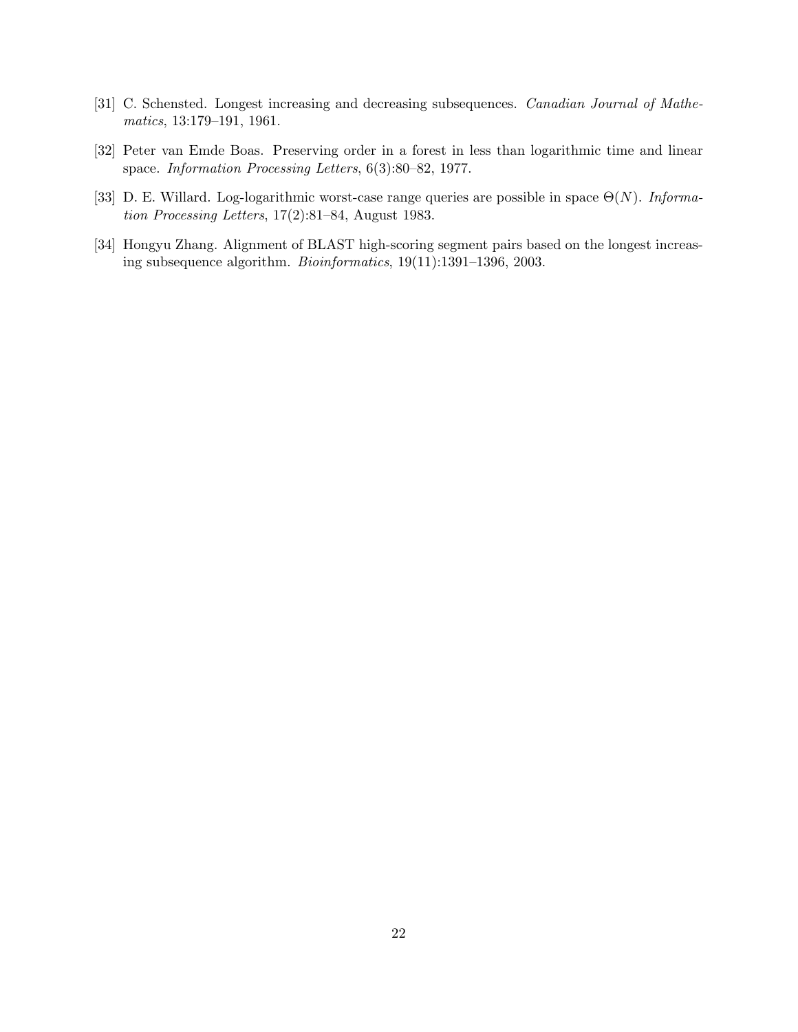[31] C. Schensted. Longest increasing and decreasing subsequences. *Canadian Journal of Mathematics*, 13:179–191, 1961.

[32] Peter van Emde Boas. Preserving order in a forest in less than logarithmic time and linear space. *Information Processing Letters*, 6(3):80–82, 1977.

[33] D. E. Willard. Log-logarithmic worst-case range queries are possible in space $\Theta(N)$. *Information Processing Letters*, 17(2):81–84, August 1983.

[34] Hongyu Zhang. Alignment of BLAST high-scoring segment pairs based on the longest increasing subsequence algorithm. *Bioinformatics*, 19(11):1391–1396, 2003.